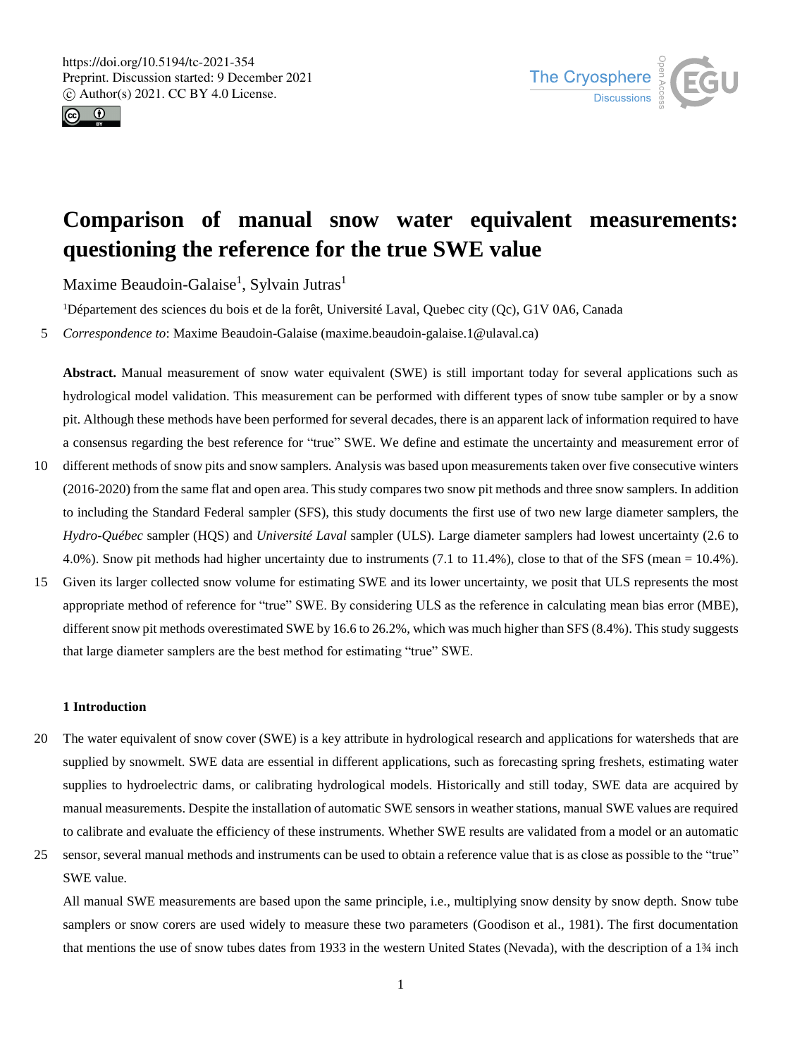# Comparison of manual snow water equivalent measurements: questioning the reference for the true SWE value

Maxime Beaudoin-Galaise[1], Sylvain Jutras[1]

[1]Département des sciences du bois et de la forêt, Université Laval, Quebec city (Qc), G1V 0A6, Canada

*Correspondence to*: Maxime Beaudoin-Galaise (maxime.beaudoin-galaise.1@ulaval.ca)

**Abstract.** Manual measurement of snow water equivalent (SWE) is still important today for several applications such as hydrological model validation. This measurement can be performed with different types of snow tube sampler or by a snow pit. Although these methods have been performed for several decades, there is an apparent lack of information required to have a consensus regarding the best reference for "true" SWE. We define and estimate the uncertainty and measurement error of different methods of snow pits and snow samplers. Analysis was based upon measurements taken over five consecutive winters (2016-2020) from the same flat and open area. This study compares two snow pit methods and three snow samplers. In addition to including the Standard Federal sampler (SFS), this study documents the first use of two new large diameter samplers, the *Hydro-Québec* sampler (HQS) and *Université Laval* sampler (ULS). Large diameter samplers had lowest uncertainty (2.6 to 4.0%). Snow pit methods had higher uncertainty due to instruments (7.1 to 11.4%), close to that of the SFS (mean = 10.4%). Given its larger collected snow volume for estimating SWE and its lower uncertainty, we posit that ULS represents the most appropriate method of reference for "true" SWE. By considering ULS as the reference in calculating mean bias error (MBE), different snow pit methods overestimated SWE by 16.6 to 26.2%, which was much higher than SFS (8.4%). This study suggests that large diameter samplers are the best method for estimating "true" SWE.

## 1 Introduction

The water equivalent of snow cover (SWE) is a key attribute in hydrological research and applications for watersheds that are supplied by snowmelt. SWE data are essential in different applications, such as forecasting spring freshets, estimating water supplies to hydroelectric dams, or calibrating hydrological models. Historically and still today, SWE data are acquired by manual measurements. Despite the installation of automatic SWE sensors in weather stations, manual SWE values are required to calibrate and evaluate the efficiency of these instruments. Whether SWE results are validated from a model or an automatic sensor, several manual methods and instruments can be used to obtain a reference value that is as close as possible to the "true" SWE value.

All manual SWE measurements are based upon the same principle, i.e., multiplying snow density by snow depth. Snow tube samplers or snow corers are used widely to measure these two parameters (Goodison et al., 1981). The first documentation that mentions the use of snow tubes dates from 1933 in the western United States (Nevada), with the description of a 1¾ inch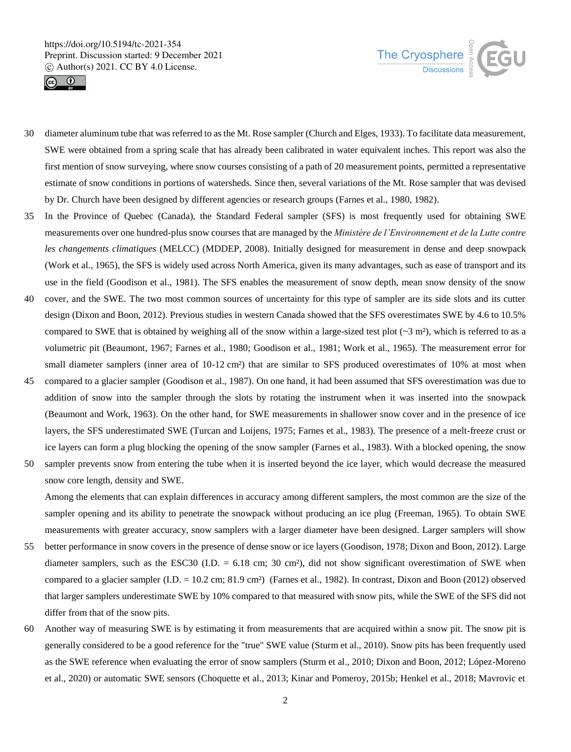diameter aluminum tube that was referred to as the Mt. Rose sampler (Church and Elges, 1933). To facilitate data measurement, SWE were obtained from a spring scale that has already been calibrated in water equivalent inches. This report was also the first mention of snow surveying, where snow courses consisting of a path of 20 measurement points, permitted a representative estimate of snow conditions in portions of watersheds. Since then, several variations of the Mt. Rose sampler that was devised by Dr. Church have been designed by different agencies or research groups (Farnes et al., 1980, 1982).

In the Province of Quebec (Canada), the Standard Federal sampler (SFS) is most frequently used for obtaining SWE measurements over one hundred-plus snow courses that are managed by the *Ministère de l'Environnement et de la Lutte contre les changements climatiques* (MELCC) (MDDEP, 2008). Initially designed for measurement in dense and deep snowpack (Work et al., 1965), the SFS is widely used across North America, given its many advantages, such as ease of transport and its use in the field (Goodison et al., 1981). The SFS enables the measurement of snow depth, mean snow density of the snow cover, and the SWE. The two most common sources of uncertainty for this type of sampler are its side slots and its cutter design (Dixon and Boon, 2012). Previous studies in western Canada showed that the SFS overestimates SWE by 4.6 to 10.5% compared to SWE that is obtained by weighing all of the snow within a large-sized test plot (~3 m²), which is referred to as a volumetric pit (Beaumont, 1967; Farnes et al., 1980; Goodison et al., 1981; Work et al., 1965). The measurement error for small diameter samplers (inner area of 10-12 cm²) that are similar to SFS produced overestimates of 10% at most when compared to a glacier sampler (Goodison et al., 1987). On one hand, it had been assumed that SFS overestimation was due to addition of snow into the sampler through the slots by rotating the instrument when it was inserted into the snowpack (Beaumont and Work, 1963). On the other hand, for SWE measurements in shallower snow cover and in the presence of ice layers, the SFS underestimated SWE (Turcan and Loijens, 1975; Farnes et al., 1983). The presence of a melt-freeze crust or ice layers can form a plug blocking the opening of the snow sampler (Farnes et al., 1983). With a blocked opening, the snow sampler prevents snow from entering the tube when it is inserted beyond the ice layer, which would decrease the measured snow core length, density and SWE.

Among the elements that can explain differences in accuracy among different samplers, the most common are the size of the sampler opening and its ability to penetrate the snowpack without producing an ice plug (Freeman, 1965). To obtain SWE measurements with greater accuracy, snow samplers with a larger diameter have been designed. Larger samplers will show better performance in snow covers in the presence of dense snow or ice layers (Goodison, 1978; Dixon and Boon, 2012). Large diameter samplers, such as the ESC30 (I.D. = 6.18 cm; 30 cm²), did not show significant overestimation of SWE when compared to a glacier sampler (I.D. = 10.2 cm; 81.9 cm²) (Farnes et al., 1982). In contrast, Dixon and Boon (2012) observed that larger samplers underestimate SWE by 10% compared to that measured with snow pits, while the SWE of the SFS did not differ from that of the snow pits.

Another way of measuring SWE is by estimating it from measurements that are acquired within a snow pit. The snow pit is generally considered to be a good reference for the "true" SWE value (Sturm et al., 2010). Snow pits has been frequently used as the SWE reference when evaluating the error of snow samplers (Sturm et al., 2010; Dixon and Boon, 2012; López-Moreno et al., 2020) or automatic SWE sensors (Choquette et al., 2013; Kinar and Pomeroy, 2015b; Henkel et al., 2018; Mavrovic et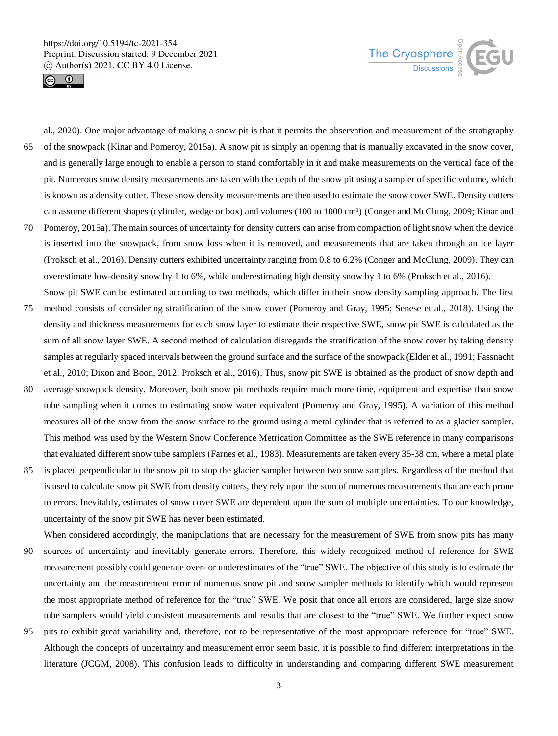al., 2020). One major advantage of making a snow pit is that it permits the observation and measurement of the stratigraphy of the snowpack (Kinar and Pomeroy, 2015a). A snow pit is simply an opening that is manually excavated in the snow cover, and is generally large enough to enable a person to stand comfortably in it and make measurements on the vertical face of the pit. Numerous snow density measurements are taken with the depth of the snow pit using a sampler of specific volume, which is known as a density cutter. These snow density measurements are then used to estimate the snow cover SWE. Density cutters can assume different shapes (cylinder, wedge or box) and volumes (100 to 1000 cm³) (Conger and McClung, 2009; Kinar and Pomeroy, 2015a). The main sources of uncertainty for density cutters can arise from compaction of light snow when the device is inserted into the snowpack, from snow loss when it is removed, and measurements that are taken through an ice layer (Proksch et al., 2016). Density cutters exhibited uncertainty ranging from 0.8 to 6.2% (Conger and McClung, 2009). They can overestimate low-density snow by 1 to 6%, while underestimating high density snow by 1 to 6% (Proksch et al., 2016).

Snow pit SWE can be estimated according to two methods, which differ in their snow density sampling approach. The first method consists of considering stratification of the snow cover (Pomeroy and Gray, 1995; Senese et al., 2018). Using the density and thickness measurements for each snow layer to estimate their respective SWE, snow pit SWE is calculated as the sum of all snow layer SWE. A second method of calculation disregards the stratification of the snow cover by taking density samples at regularly spaced intervals between the ground surface and the surface of the snowpack (Elder et al., 1991; Fassnacht et al., 2010; Dixon and Boon, 2012; Proksch et al., 2016). Thus, snow pit SWE is obtained as the product of snow depth and average snowpack density. Moreover, both snow pit methods require much more time, equipment and expertise than snow tube sampling when it comes to estimating snow water equivalent (Pomeroy and Gray, 1995). A variation of this method measures all of the snow from the snow surface to the ground using a metal cylinder that is referred to as a glacier sampler. This method was used by the Western Snow Conference Metrication Committee as the SWE reference in many comparisons that evaluated different snow tube samplers (Farnes et al., 1983). Measurements are taken every 35-38 cm, where a metal plate is placed perpendicular to the snow pit to stop the glacier sampler between two snow samples. Regardless of the method that is used to calculate snow pit SWE from density cutters, they rely upon the sum of numerous measurements that are each prone to errors. Inevitably, estimates of snow cover SWE are dependent upon the sum of multiple uncertainties. To our knowledge, uncertainty of the snow pit SWE has never been estimated.

When considered accordingly, the manipulations that are necessary for the measurement of SWE from snow pits has many sources of uncertainty and inevitably generate errors. Therefore, this widely recognized method of reference for SWE measurement possibly could generate over- or underestimates of the "true" SWE. The objective of this study is to estimate the uncertainty and the measurement error of numerous snow pit and snow sampler methods to identify which would represent the most appropriate method of reference for the "true" SWE. We posit that once all errors are considered, large size snow tube samplers would yield consistent measurements and results that are closest to the "true" SWE. We further expect snow pits to exhibit great variability and, therefore, not to be representative of the most appropriate reference for "true" SWE. Although the concepts of uncertainty and measurement error seem basic, it is possible to find different interpretations in the literature (JCGM, 2008). This confusion leads to difficulty in understanding and comparing different SWE measurement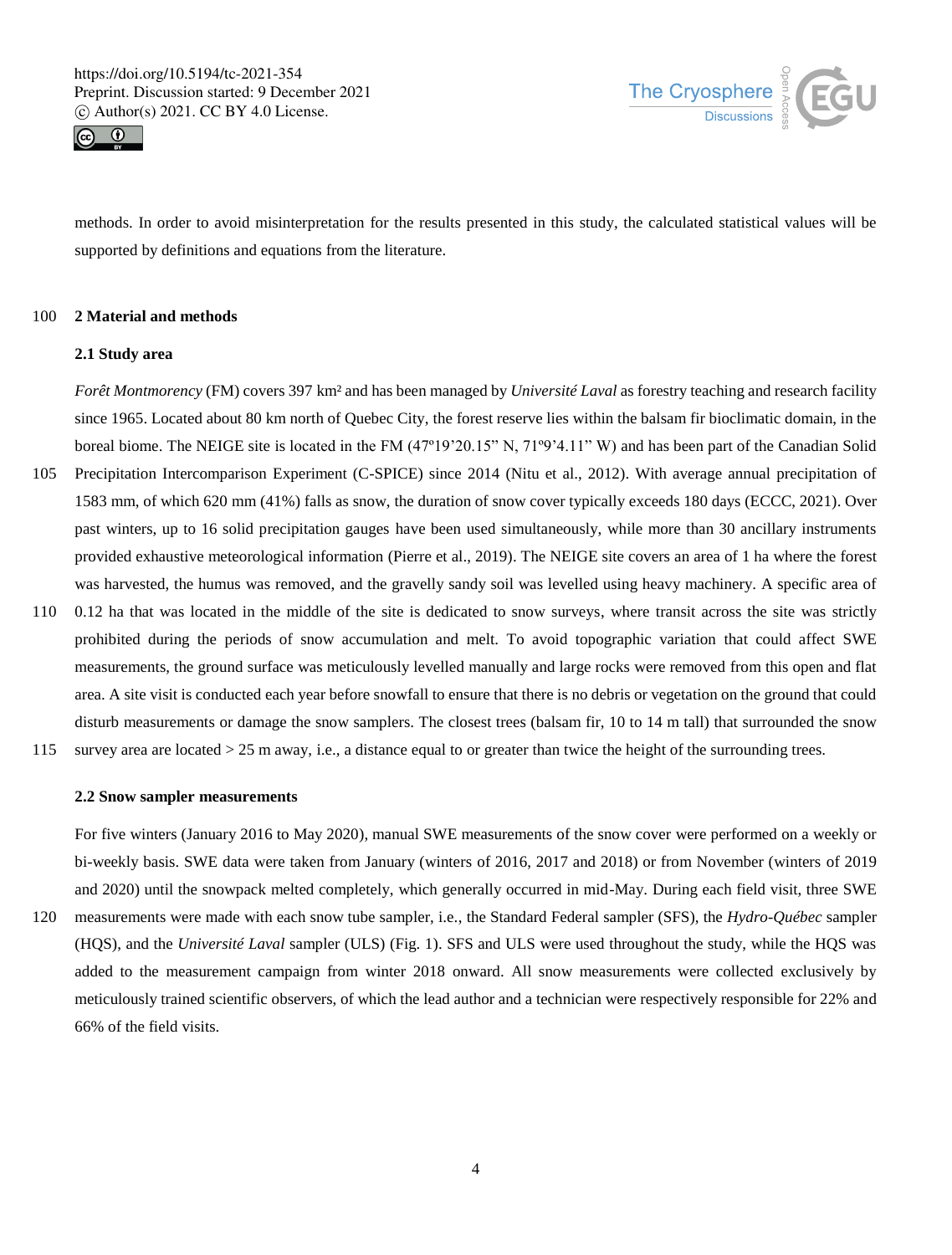methods. In order to avoid misinterpretation for the results presented in this study, the calculated statistical values will be supported by definitions and equations from the literature.

## 2 Material and methods

### 2.1 Study area

*Forêt Montmorency* (FM) covers 397 km² and has been managed by *Université Laval* as forestry teaching and research facility since 1965. Located about 80 km north of Quebec City, the forest reserve lies within the balsam fir bioclimatic domain, in the boreal biome. The NEIGE site is located in the FM (47º19'20.15" N, 71º9'4.11" W) and has been part of the Canadian Solid Precipitation Intercomparison Experiment (C-SPICE) since 2014 (Nitu et al., 2012). With average annual precipitation of 1583 mm, of which 620 mm (41%) falls as snow, the duration of snow cover typically exceeds 180 days (ECCC, 2021). Over past winters, up to 16 solid precipitation gauges have been used simultaneously, while more than 30 ancillary instruments provided exhaustive meteorological information (Pierre et al., 2019). The NEIGE site covers an area of 1 ha where the forest was harvested, the humus was removed, and the gravelly sandy soil was levelled using heavy machinery. A specific area of 0.12 ha that was located in the middle of the site is dedicated to snow surveys, where transit across the site was strictly prohibited during the periods of snow accumulation and melt. To avoid topographic variation that could affect SWE measurements, the ground surface was meticulously levelled manually and large rocks were removed from this open and flat area. A site visit is conducted each year before snowfall to ensure that there is no debris or vegetation on the ground that could disturb measurements or damage the snow samplers. The closest trees (balsam fir, 10 to 14 m tall) that surrounded the snow survey area are located > 25 m away, i.e., a distance equal to or greater than twice the height of the surrounding trees.

### 2.2 Snow sampler measurements

For five winters (January 2016 to May 2020), manual SWE measurements of the snow cover were performed on a weekly or bi-weekly basis. SWE data were taken from January (winters of 2016, 2017 and 2018) or from November (winters of 2019 and 2020) until the snowpack melted completely, which generally occurred in mid-May. During each field visit, three SWE measurements were made with each snow tube sampler, i.e., the Standard Federal sampler (SFS), the *Hydro-Québec* sampler (HQS), and the *Université Laval* sampler (ULS) (Fig. 1). SFS and ULS were used throughout the study, while the HQS was added to the measurement campaign from winter 2018 onward. All snow measurements were collected exclusively by meticulously trained scientific observers, of which the lead author and a technician were respectively responsible for 22% and 66% of the field visits.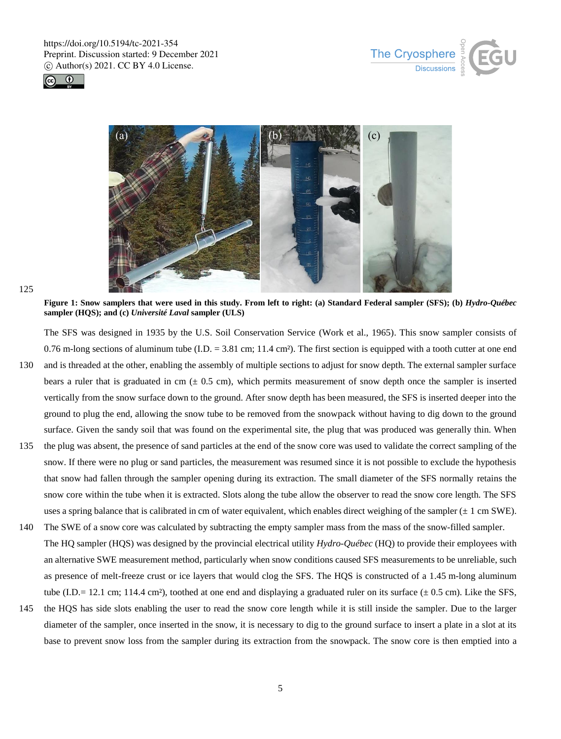**Figure 1: Snow samplers that were used in this study. From left to right: (a) Standard Federal sampler (SFS); (b) *Hydro-Québec* sampler (HQS); and (c) *Université Laval* sampler (ULS)**

The SFS was designed in 1935 by the U.S. Soil Conservation Service (Work et al., 1965). This snow sampler consists of 0.76 m-long sections of aluminum tube (I.D. = 3.81 cm; 11.4 cm²). The first section is equipped with a tooth cutter at one end and is threaded at the other, enabling the assembly of multiple sections to adjust for snow depth. The external sampler surface bears a ruler that is graduated in cm (± 0.5 cm), which permits measurement of snow depth once the sampler is inserted vertically from the snow surface down to the ground. After snow depth has been measured, the SFS is inserted deeper into the ground to plug the end, allowing the snow tube to be removed from the snowpack without having to dig down to the ground surface. Given the sandy soil that was found on the experimental site, the plug that was produced was generally thin. When the plug was absent, the presence of sand particles at the end of the snow core was used to validate the correct sampling of the snow. If there were no plug or sand particles, the measurement was resumed since it is not possible to exclude the hypothesis that snow had fallen through the sampler opening during its extraction. The small diameter of the SFS normally retains the snow core within the tube when it is extracted. Slots along the tube allow the observer to read the snow core length. The SFS uses a spring balance that is calibrated in cm of water equivalent, which enables direct weighing of the sampler (± 1 cm SWE). The SWE of a snow core was calculated by subtracting the empty sampler mass from the mass of the snow-filled sampler.

The HQ sampler (HQS) was designed by the provincial electrical utility *Hydro-Québec* (HQ) to provide their employees with an alternative SWE measurement method, particularly when snow conditions caused SFS measurements to be unreliable, such as presence of melt-freeze crust or ice layers that would clog the SFS. The HQS is constructed of a 1.45 m-long aluminum tube (I.D.= 12.1 cm; 114.4 cm²), toothed at one end and displaying a graduated ruler on its surface (± 0.5 cm). Like the SFS, the HQS has side slots enabling the user to read the snow core length while it is still inside the sampler. Due to the larger diameter of the sampler, once inserted in the snow, it is necessary to dig to the ground surface to insert a plate in a slot at its base to prevent snow loss from the sampler during its extraction from the snowpack. The snow core is then emptied into a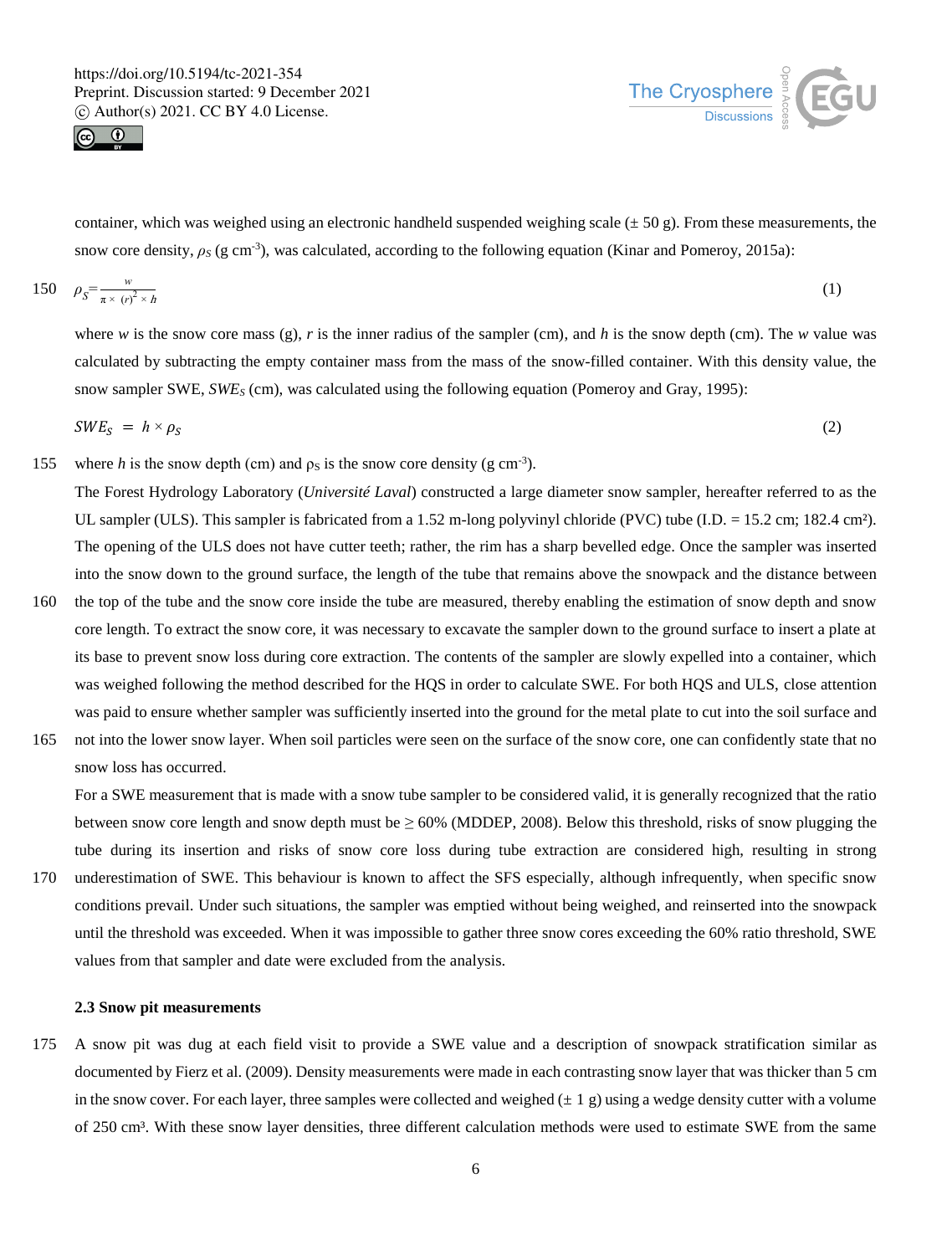container, which was weighed using an electronic handheld suspended weighing scale (± 50 g). From these measurements, the snow core density, $\rho_S$ (g cm$^{-3}$), was calculated, according to the following equation (Kinar and Pomeroy, 2015a):

$$\rho_S = \frac{w}{\pi \times (r)^2 \times h} \quad (1)$$

where $w$ is the snow core mass (g), $r$ is the inner radius of the sampler (cm), and $h$ is the snow depth (cm). The $w$ value was calculated by subtracting the empty container mass from the mass of the snow-filled container. With this density value, the snow sampler SWE, $SWE_S$ (cm), was calculated using the following equation (Pomeroy and Gray, 1995):

$$SWE_S = h \times \rho_S \quad (2)$$

where $h$ is the snow depth (cm) and $\rho_S$ is the snow core density (g cm$^{-3}$).

The Forest Hydrology Laboratory (*Université Laval*) constructed a large diameter snow sampler, hereafter referred to as the UL sampler (ULS). This sampler is fabricated from a 1.52 m-long polyvinyl chloride (PVC) tube (I.D. = 15.2 cm; 182.4 cm²). The opening of the ULS does not have cutter teeth; rather, the rim has a sharp bevelled edge. Once the sampler was inserted into the snow down to the ground surface, the length of the tube that remains above the snowpack and the distance between the top of the tube and the snow core inside the tube are measured, thereby enabling the estimation of snow depth and snow core length. To extract the snow core, it was necessary to excavate the sampler down to the ground surface to insert a plate at its base to prevent snow loss during core extraction. The contents of the sampler are slowly expelled into a container, which was weighed following the method described for the HQS in order to calculate SWE. For both HQS and ULS, close attention was paid to ensure whether sampler was sufficiently inserted into the ground for the metal plate to cut into the soil surface and not into the lower snow layer. When soil particles were seen on the surface of the snow core, one can confidently state that no snow loss has occurred.

For a SWE measurement that is made with a snow tube sampler to be considered valid, it is generally recognized that the ratio between snow core length and snow depth must be ≥ 60% (MDDEP, 2008). Below this threshold, risks of snow plugging the tube during its insertion and risks of snow core loss during tube extraction are considered high, resulting in strong underestimation of SWE. This behaviour is known to affect the SFS especially, although infrequently, when specific snow conditions prevail. Under such situations, the sampler was emptied without being weighed, and reinserted into the snowpack until the threshold was exceeded. When it was impossible to gather three snow cores exceeding the 60% ratio threshold, SWE values from that sampler and date were excluded from the analysis.

### 2.3 Snow pit measurements

A snow pit was dug at each field visit to provide a SWE value and a description of snowpack stratification similar as documented by Fierz et al. (2009). Density measurements were made in each contrasting snow layer that was thicker than 5 cm in the snow cover. For each layer, three samples were collected and weighed (± 1 g) using a wedge density cutter with a volume of 250 cm³. With these snow layer densities, three different calculation methods were used to estimate SWE from the same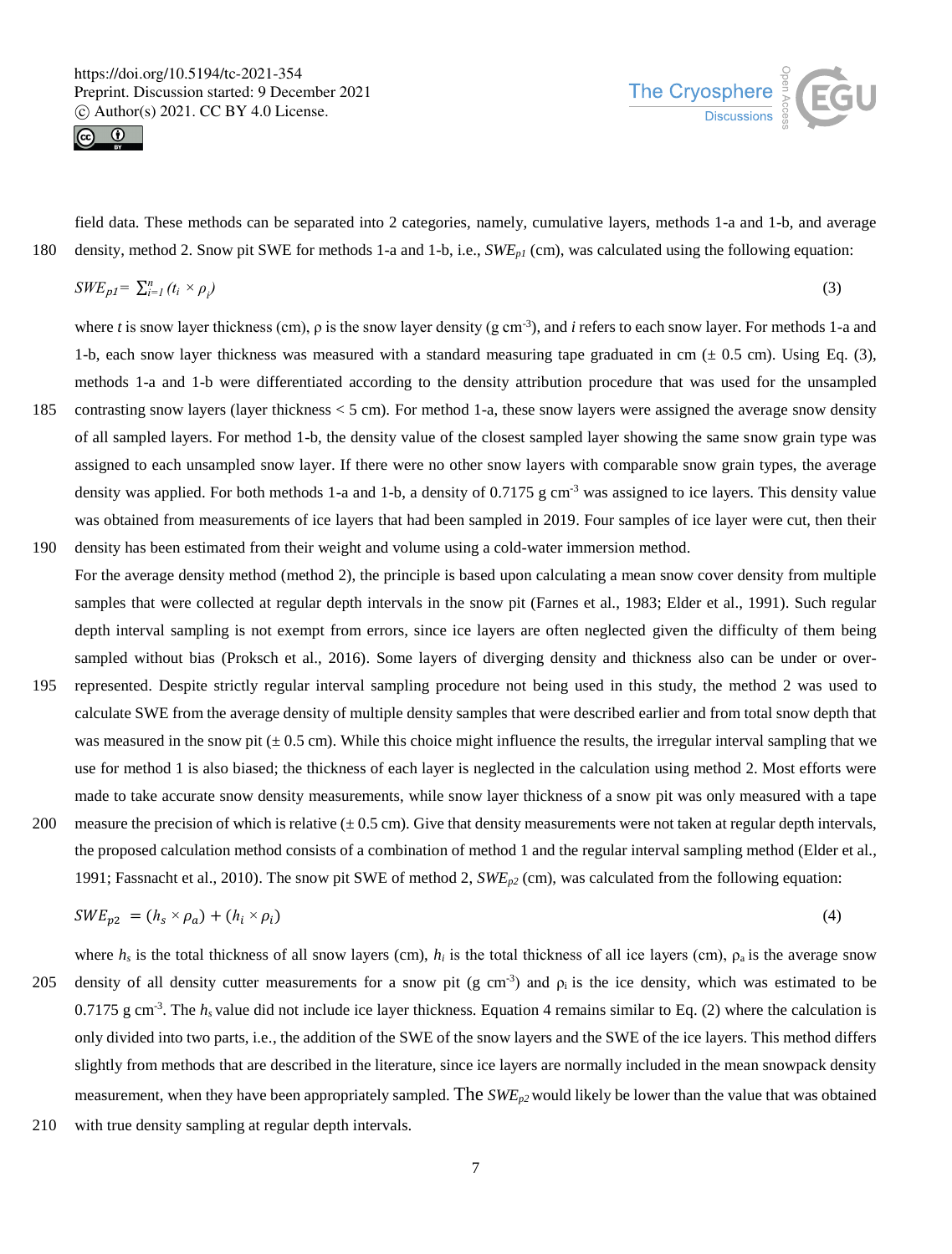field data. These methods can be separated into 2 categories, namely, cumulative layers, methods 1-a and 1-b, and average density, method 2. Snow pit SWE for methods 1-a and 1-b, i.e., $SWE_{p1}$ (cm), was calculated using the following equation:

$$SWE_{p1} = \sum_{i=1}^{n} (t_i \times \rho_i) \tag{3}$$

where $t$ is snow layer thickness (cm), ρ is the snow layer density (g cm$^{-3}$), and $i$ refers to each snow layer. For methods 1-a and 1-b, each snow layer thickness was measured with a standard measuring tape graduated in cm (± 0.5 cm). Using Eq. (3), methods 1-a and 1-b were differentiated according to the density attribution procedure that was used for the unsampled contrasting snow layers (layer thickness < 5 cm). For method 1-a, these snow layers were assigned the average snow density of all sampled layers. For method 1-b, the density value of the closest sampled layer showing the same snow grain type was assigned to each unsampled snow layer. If there were no other snow layers with comparable snow grain types, the average density was applied. For both methods 1-a and 1-b, a density of 0.7175 g cm$^{-3}$ was assigned to ice layers. This density value was obtained from measurements of ice layers that had been sampled in 2019. Four samples of ice layer were cut, then their density has been estimated from their weight and volume using a cold-water immersion method.

For the average density method (method 2), the principle is based upon calculating a mean snow cover density from multiple samples that were collected at regular depth intervals in the snow pit (Farnes et al., 1983; Elder et al., 1991). Such regular depth interval sampling is not exempt from errors, since ice layers are often neglected given the difficulty of them being sampled without bias (Proksch et al., 2016). Some layers of diverging density and thickness also can be under or over-represented. Despite strictly regular interval sampling procedure not being used in this study, the method 2 was used to calculate SWE from the average density of multiple density samples that were described earlier and from total snow depth that was measured in the snow pit (± 0.5 cm). While this choice might influence the results, the irregular interval sampling that we use for method 1 is also biased; the thickness of each layer is neglected in the calculation using method 2. Most efforts were made to take accurate snow density measurements, while snow layer thickness of a snow pit was only measured with a tape measure the precision of which is relative (± 0.5 cm). Give that density measurements were not taken at regular depth intervals, the proposed calculation method consists of a combination of method 1 and the regular interval sampling method (Elder et al., 1991; Fassnacht et al., 2010). The snow pit SWE of method 2, $SWE_{p2}$ (cm), was calculated from the following equation:

$$SWE_{p2} = (h_s \times \rho_a) + (h_i \times \rho_i) \tag{4}$$

where $h_s$ is the total thickness of all snow layers (cm), $h_i$ is the total thickness of all ice layers (cm), $\rho_a$ is the average snow density of all density cutter measurements for a snow pit (g cm$^{-3}$) and $\rho_i$ is the ice density, which was estimated to be 0.7175 g cm$^{-3}$. The $h_s$ value did not include ice layer thickness. Equation 4 remains similar to Eq. (2) where the calculation is only divided into two parts, i.e., the addition of the SWE of the snow layers and the SWE of the ice layers. This method differs slightly from methods that are described in the literature, since ice layers are normally included in the mean snowpack density measurement, when they have been appropriately sampled. The $SWE_{p2}$ would likely be lower than the value that was obtained with true density sampling at regular depth intervals.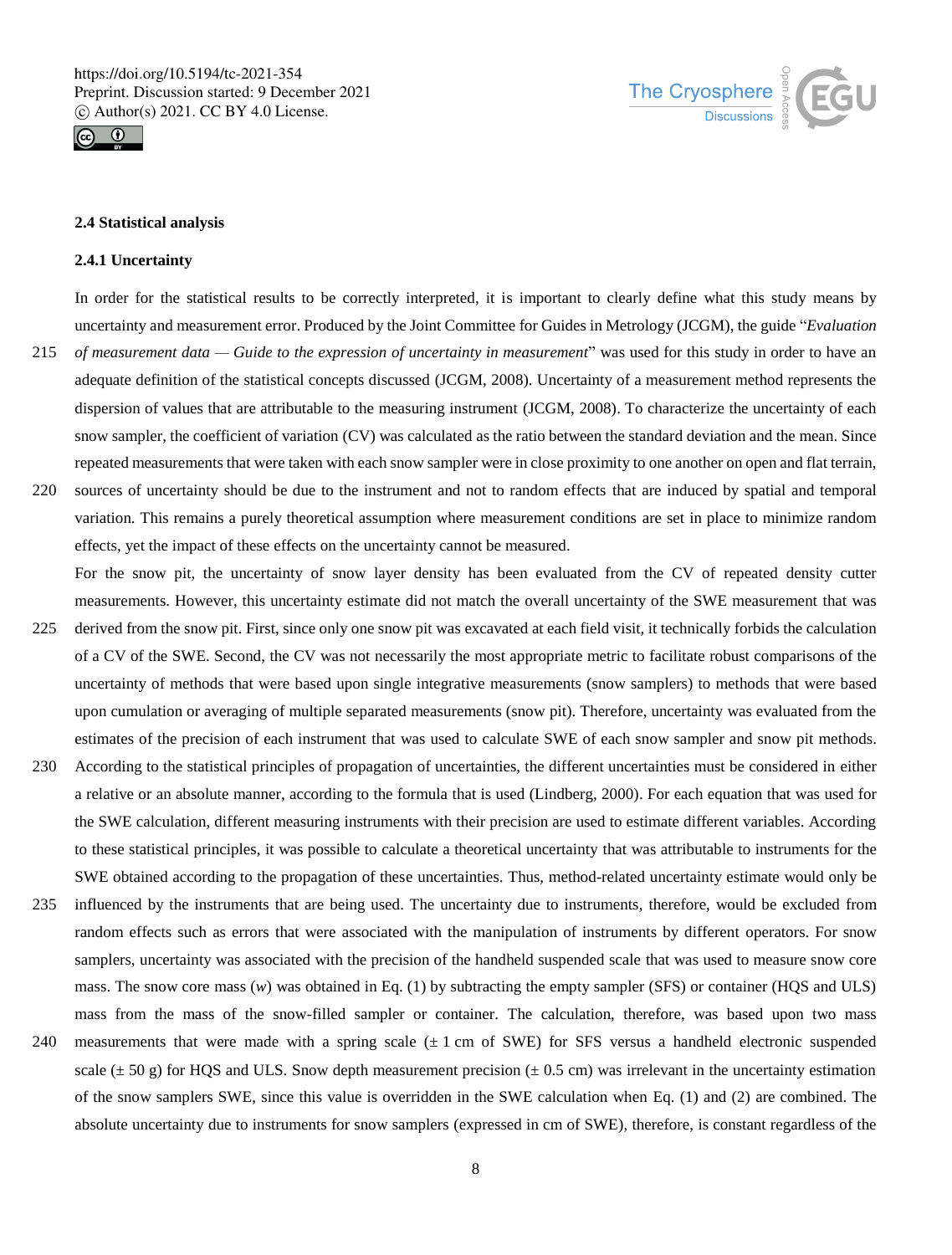### 2.4 Statistical analysis

#### 2.4.1 Uncertainty

In order for the statistical results to be correctly interpreted, it is important to clearly define what this study means by uncertainty and measurement error. Produced by the Joint Committee for Guides in Metrology (JCGM), the guide "*Evaluation of measurement data — Guide to the expression of uncertainty in measurement*" was used for this study in order to have an adequate definition of the statistical concepts discussed (JCGM, 2008). Uncertainty of a measurement method represents the dispersion of values that are attributable to the measuring instrument (JCGM, 2008). To characterize the uncertainty of each snow sampler, the coefficient of variation (CV) was calculated as the ratio between the standard deviation and the mean. Since repeated measurements that were taken with each snow sampler were in close proximity to one another on open and flat terrain, sources of uncertainty should be due to the instrument and not to random effects that are induced by spatial and temporal variation. This remains a purely theoretical assumption where measurement conditions are set in place to minimize random effects, yet the impact of these effects on the uncertainty cannot be measured.

For the snow pit, the uncertainty of snow layer density has been evaluated from the CV of repeated density cutter measurements. However, this uncertainty estimate did not match the overall uncertainty of the SWE measurement that was derived from the snow pit. First, since only one snow pit was excavated at each field visit, it technically forbids the calculation of a CV of the SWE. Second, the CV was not necessarily the most appropriate metric to facilitate robust comparisons of the uncertainty of methods that were based upon single integrative measurements (snow samplers) to methods that were based upon cumulation or averaging of multiple separated measurements (snow pit). Therefore, uncertainty was evaluated from the estimates of the precision of each instrument that was used to calculate SWE of each snow sampler and snow pit methods. According to the statistical principles of propagation of uncertainties, the different uncertainties must be considered in either a relative or an absolute manner, according to the formula that is used (Lindberg, 2000). For each equation that was used for the SWE calculation, different measuring instruments with their precision are used to estimate different variables. According to these statistical principles, it was possible to calculate a theoretical uncertainty that was attributable to instruments for the SWE obtained according to the propagation of these uncertainties. Thus, method-related uncertainty estimate would only be influenced by the instruments that are being used. The uncertainty due to instruments, therefore, would be excluded from random effects such as errors that were associated with the manipulation of instruments by different operators. For snow samplers, uncertainty was associated with the precision of the handheld suspended scale that was used to measure snow core mass. The snow core mass ($w$) was obtained in Eq. (1) by subtracting the empty sampler (SFS) or container (HQS and ULS) mass from the mass of the snow-filled sampler or container. The calculation, therefore, was based upon two mass measurements that were made with a spring scale ($\pm$ 1 cm of SWE) for SFS versus a handheld electronic suspended scale ($\pm$ 50 g) for HQS and ULS. Snow depth measurement precision ($\pm$ 0.5 cm) was irrelevant in the uncertainty estimation of the snow samplers SWE, since this value is overridden in the SWE calculation when Eq. (1) and (2) are combined. The absolute uncertainty due to instruments for snow samplers (expressed in cm of SWE), therefore, is constant regardless of the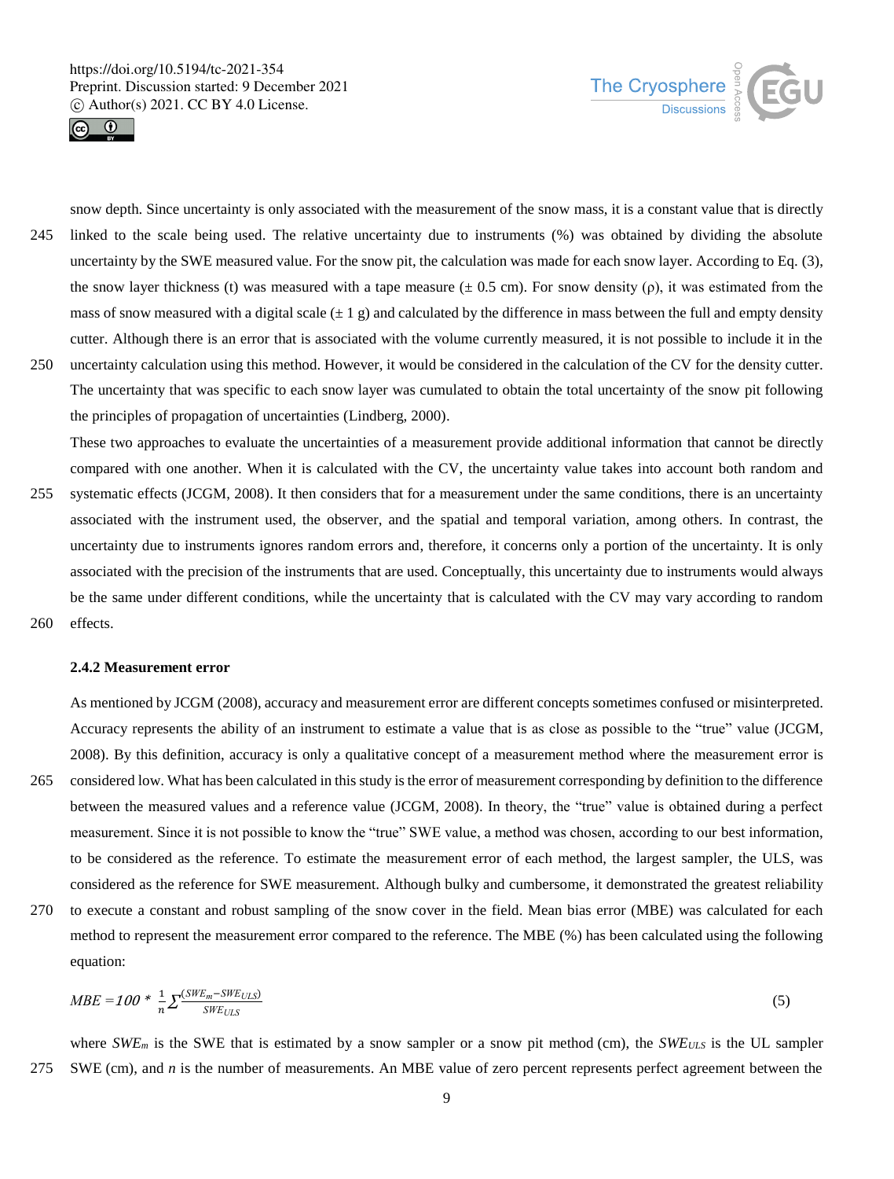snow depth. Since uncertainty is only associated with the measurement of the snow mass, it is a constant value that is directly linked to the scale being used. The relative uncertainty due to instruments (%) was obtained by dividing the absolute uncertainty by the SWE measured value. For the snow pit, the calculation was made for each snow layer. According to Eq. (3), the snow layer thickness (t) was measured with a tape measure (± 0.5 cm). For snow density (ρ), it was estimated from the mass of snow measured with a digital scale (± 1 g) and calculated by the difference in mass between the full and empty density cutter. Although there is an error that is associated with the volume currently measured, it is not possible to include it in the uncertainty calculation using this method. However, it would be considered in the calculation of the CV for the density cutter. The uncertainty that was specific to each snow layer was cumulated to obtain the total uncertainty of the snow pit following the principles of propagation of uncertainties (Lindberg, 2000).

These two approaches to evaluate the uncertainties of a measurement provide additional information that cannot be directly compared with one another. When it is calculated with the CV, the uncertainty value takes into account both random and systematic effects (JCGM, 2008). It then considers that for a measurement under the same conditions, there is an uncertainty associated with the instrument used, the observer, and the spatial and temporal variation, among others. In contrast, the uncertainty due to instruments ignores random errors and, therefore, it concerns only a portion of the uncertainty. It is only associated with the precision of the instruments that are used. Conceptually, this uncertainty due to instruments would always be the same under different conditions, while the uncertainty that is calculated with the CV may vary according to random effects.

### 2.4.2 Measurement error

As mentioned by JCGM (2008), accuracy and measurement error are different concepts sometimes confused or misinterpreted. Accuracy represents the ability of an instrument to estimate a value that is as close as possible to the "true" value (JCGM, 2008). By this definition, accuracy is only a qualitative concept of a measurement method where the measurement error is considered low. What has been calculated in this study is the error of measurement corresponding by definition to the difference between the measured values and a reference value (JCGM, 2008). In theory, the "true" value is obtained during a perfect measurement. Since it is not possible to know the "true" SWE value, a method was chosen, according to our best information, to be considered as the reference. To estimate the measurement error of each method, the largest sampler, the ULS, was considered as the reference for SWE measurement. Although bulky and cumbersome, it demonstrated the greatest reliability to execute a constant and robust sampling of the snow cover in the field. Mean bias error (MBE) was calculated for each method to represent the measurement error compared to the reference. The MBE (%) has been calculated using the following equation:

$$MBE = 100 * \frac{1}{n}\sum\frac{(SWE_m - SWE_{ULS})}{SWE_{ULS}} \tag{5}$$

where $SWE_m$ is the SWE that is estimated by a snow sampler or a snow pit method (cm), the $SWE_{ULS}$ is the UL sampler SWE (cm), and $n$ is the number of measurements. An MBE value of zero percent represents perfect agreement between the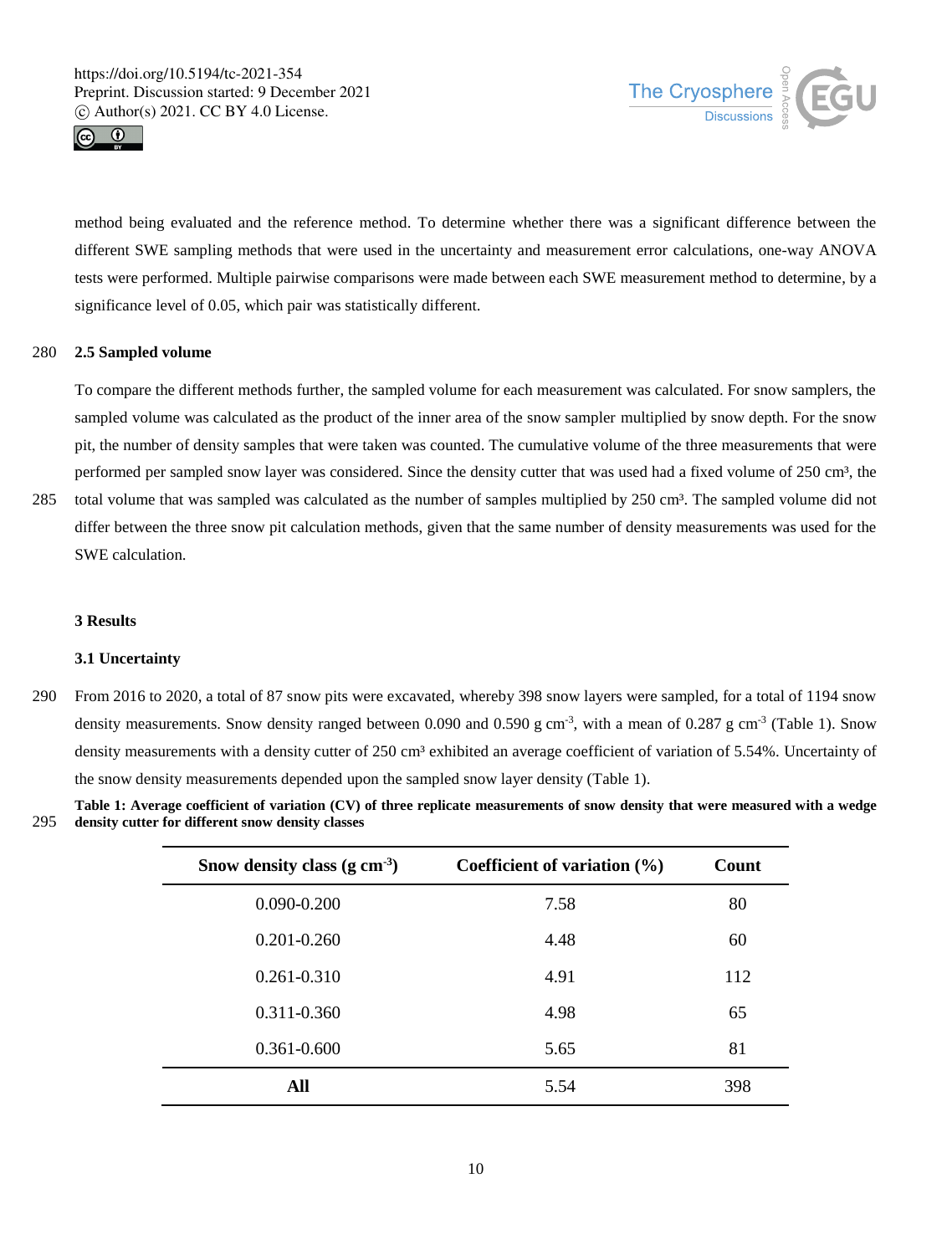method being evaluated and the reference method. To determine whether there was a significant difference between the different SWE sampling methods that were used in the uncertainty and measurement error calculations, one-way ANOVA tests were performed. Multiple pairwise comparisons were made between each SWE measurement method to determine, by a significance level of 0.05, which pair was statistically different.

## 2.5 Sampled volume

To compare the different methods further, the sampled volume for each measurement was calculated. For snow samplers, the sampled volume was calculated as the product of the inner area of the snow sampler multiplied by snow depth. For the snow pit, the number of density samples that were taken was counted. The cumulative volume of the three measurements that were performed per sampled snow layer was considered. Since the density cutter that was used had a fixed volume of 250 cm³, the total volume that was sampled was calculated as the number of samples multiplied by 250 cm³. The sampled volume did not differ between the three snow pit calculation methods, given that the same number of density measurements was used for the SWE calculation.

# 3 Results

## 3.1 Uncertainty

From 2016 to 2020, a total of 87 snow pits were excavated, whereby 398 snow layers were sampled, for a total of 1194 snow density measurements. Snow density ranged between 0.090 and 0.590 g cm$^{-3}$, with a mean of 0.287 g cm$^{-3}$ (Table 1). Snow density measurements with a density cutter of 250 cm³ exhibited an average coefficient of variation of 5.54%. Uncertainty of the snow density measurements depended upon the sampled snow layer density (Table 1).

**Table 1: Average coefficient of variation (CV) of three replicate measurements of snow density that were measured with a wedge density cutter for different snow density classes**

| Snow density class (g cm$^{-3}$) | Coefficient of variation (%) | Count |
|---|---|---|
| 0.090-0.200 | 7.58 | 80 |
| 0.201-0.260 | 4.48 | 60 |
| 0.261-0.310 | 4.91 | 112 |
| 0.311-0.360 | 4.98 | 65 |
| 0.361-0.600 | 5.65 | 81 |
| **All** | 5.54 | 398 |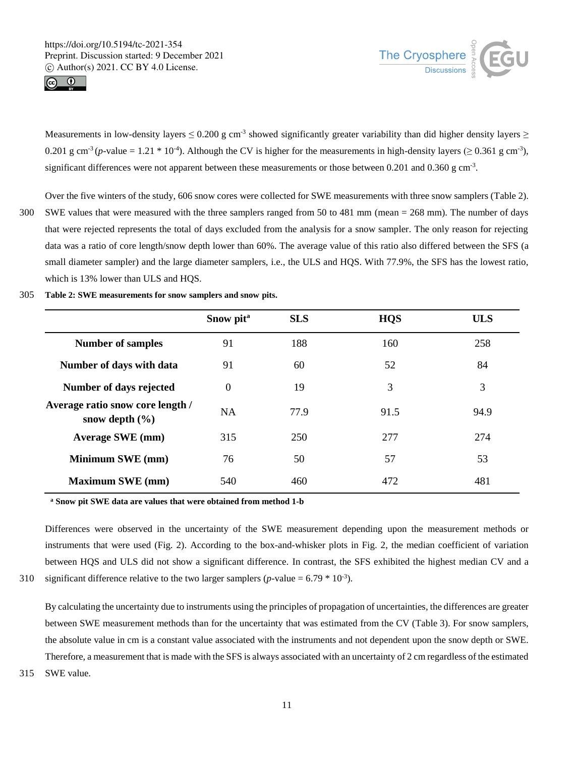Measurements in low-density layers ≤ 0.200 g cm$^{-3}$ showed significantly greater variability than did higher density layers ≥ 0.201 g cm$^{-3}$ ($p$-value = 1.21 * 10$^{-4}$). Although the CV is higher for the measurements in high-density layers (≥ 0.361 g cm$^{-3}$), significant differences were not apparent between these measurements or those between 0.201 and 0.360 g cm$^{-3}$.

Over the five winters of the study, 606 snow cores were collected for SWE measurements with three snow samplers (Table 2). SWE values that were measured with the three samplers ranged from 50 to 481 mm (mean = 268 mm). The number of days that were rejected represents the total of days excluded from the analysis for a snow sampler. The only reason for rejecting data was a ratio of core length/snow depth lower than 60%. The average value of this ratio also differed between the SFS (a small diameter sampler) and the large diameter samplers, i.e., the ULS and HQS. With 77.9%, the SFS has the lowest ratio, which is 13% lower than ULS and HQS.

**Table 2: SWE measurements for snow samplers and snow pits.**

| | Snow pit[a] | SLS | HQS | ULS |
|---|---|---|---|---|
| **Number of samples** | 91 | 188 | 160 | 258 |
| **Number of days with data** | 91 | 60 | 52 | 84 |
| **Number of days rejected** | 0 | 19 | 3 | 3 |
| **Average ratio snow core length / snow depth (%)** | NA | 77.9 | 91.5 | 94.9 |
| **Average SWE (mm)** | 315 | 250 | 277 | 274 |
| **Minimum SWE (mm)** | 76 | 50 | 57 | 53 |
| **Maximum SWE (mm)** | 540 | 460 | 472 | 481 |

[a] **Snow pit SWE data are values that were obtained from method 1-b**

Differences were observed in the uncertainty of the SWE measurement depending upon the measurement methods or instruments that were used (Fig. 2). According to the box-and-whisker plots in Fig. 2, the median coefficient of variation between HQS and ULS did not show a significant difference. In contrast, the SFS exhibited the highest median CV and a significant difference relative to the two larger samplers ($p$-value = 6.79 * 10$^{-3}$).

By calculating the uncertainty due to instruments using the principles of propagation of uncertainties, the differences are greater between SWE measurement methods than for the uncertainty that was estimated from the CV (Table 3). For snow samplers, the absolute value in cm is a constant value associated with the instruments and not dependent upon the snow depth or SWE. Therefore, a measurement that is made with the SFS is always associated with an uncertainty of 2 cm regardless of the estimated SWE value.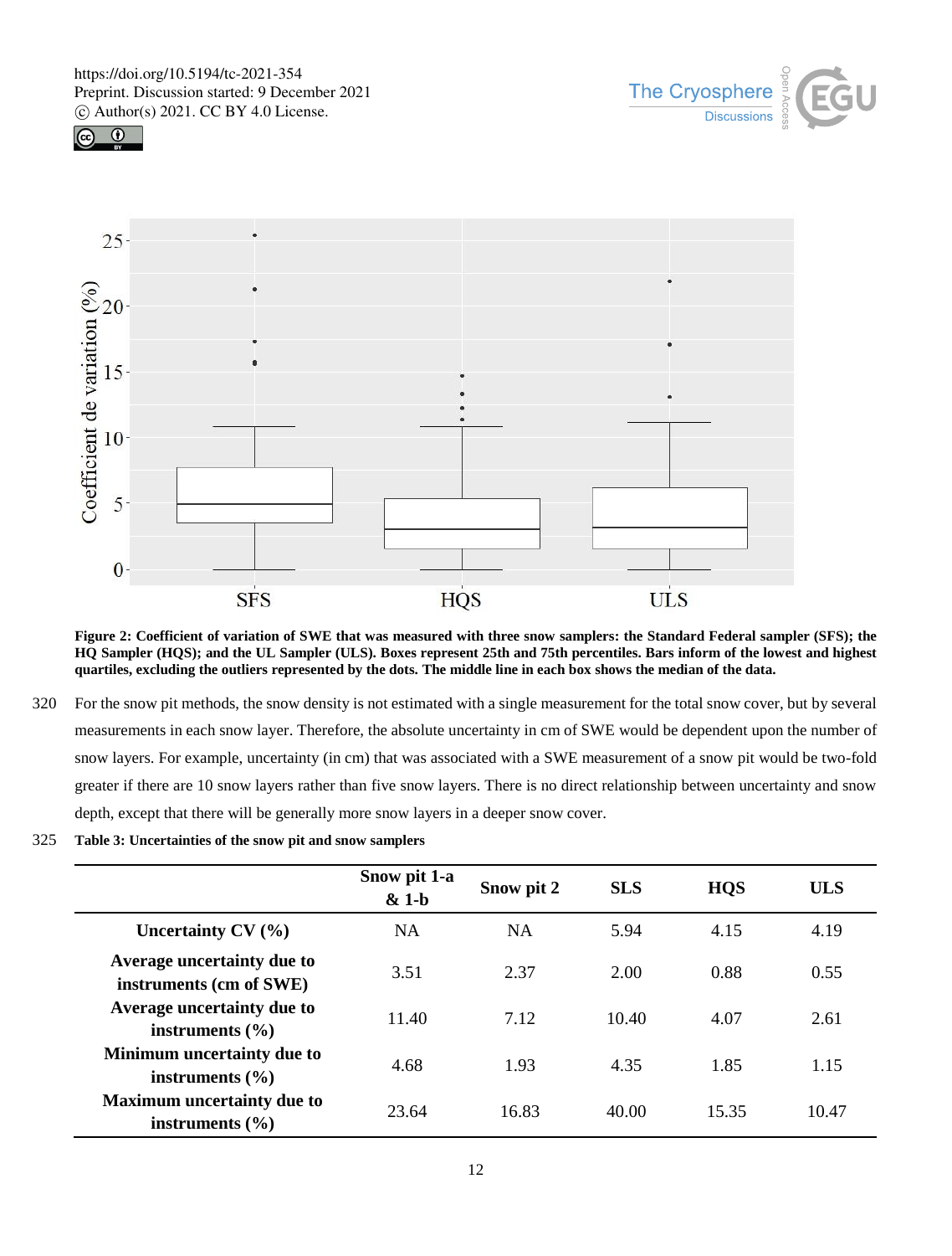Figure 2: Coefficient of variation of SWE that was measured with three snow samplers: the Standard Federal sampler (SFS); the HQ Sampler (HQS); and the UL Sampler (ULS). Boxes represent 25th and 75th percentiles. Bars inform of the lowest and highest quartiles, excluding the outliers represented by the dots. The middle line in each box shows the median of the data.

For the snow pit methods, the snow density is not estimated with a single measurement for the total snow cover, but by several measurements in each snow layer. Therefore, the absolute uncertainty in cm of SWE would be dependent upon the number of snow layers. For example, uncertainty (in cm) that was associated with a SWE measurement of a snow pit would be two-fold greater if there are 10 snow layers rather than five snow layers. There is no direct relationship between uncertainty and snow depth, except that there will be generally more snow layers in a deeper snow cover.

**Table 3: Uncertainties of the snow pit and snow samplers**

| | Snow pit 1-a & 1-b | Snow pit 2 | SLS | HQS | ULS |
|---|---|---|---|---|---|
| **Uncertainty CV (%)** | NA | NA | 5.94 | 4.15 | 4.19 |
| **Average uncertainty due to instruments (cm of SWE)** | 3.51 | 2.37 | 2.00 | 0.88 | 0.55 |
| **Average uncertainty due to instruments (%)** | 11.40 | 7.12 | 10.40 | 4.07 | 2.61 |
| **Minimum uncertainty due to instruments (%)** | 4.68 | 1.93 | 4.35 | 1.85 | 1.15 |
| **Maximum uncertainty due to instruments (%)** | 23.64 | 16.83 | 40.00 | 15.35 | 10.47 |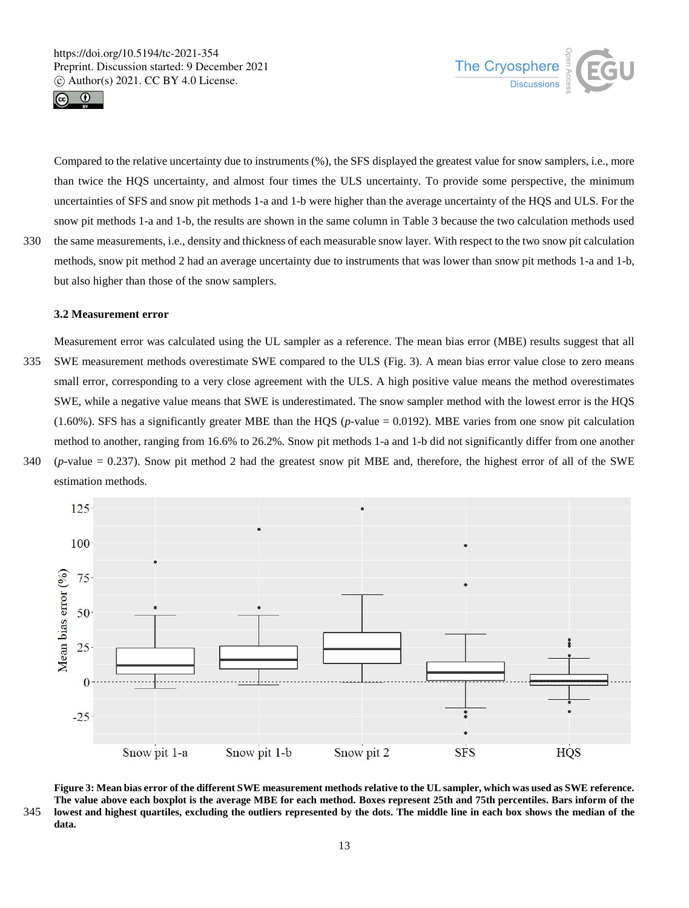Compared to the relative uncertainty due to instruments (%), the SFS displayed the greatest value for snow samplers, i.e., more than twice the HQS uncertainty, and almost four times the ULS uncertainty. To provide some perspective, the minimum uncertainties of SFS and snow pit methods 1-a and 1-b were higher than the average uncertainty of the HQS and ULS. For the snow pit methods 1-a and 1-b, the results are shown in the same column in Table 3 because the two calculation methods used the same measurements, i.e., density and thickness of each measurable snow layer. With respect to the two snow pit calculation methods, snow pit method 2 had an average uncertainty due to instruments that was lower than snow pit methods 1-a and 1-b, but also higher than those of the snow samplers.

### 3.2 Measurement error

Measurement error was calculated using the UL sampler as a reference. The mean bias error (MBE) results suggest that all SWE measurement methods overestimate SWE compared to the ULS (Fig. 3). A mean bias error value close to zero means small error, corresponding to a very close agreement with the ULS. A high positive value means the method overestimates SWE, while a negative value means that SWE is underestimated. The snow sampler method with the lowest error is the HQS (1.60%). SFS has a significantly greater MBE than the HQS ($p$-value = 0.0192). MBE varies from one snow pit calculation method to another, ranging from 16.6% to 26.2%. Snow pit methods 1-a and 1-b did not significantly differ from one another ($p$-value = 0.237). Snow pit method 2 had the greatest snow pit MBE and, therefore, the highest error of all of the SWE estimation methods.

**Figure 3: Mean bias error of the different SWE measurement methods relative to the UL sampler, which was used as SWE reference. The value above each boxplot is the average MBE for each method. Boxes represent 25th and 75th percentiles. Bars inform of the lowest and highest quartiles, excluding the outliers represented by the dots. The middle line in each box shows the median of the data.**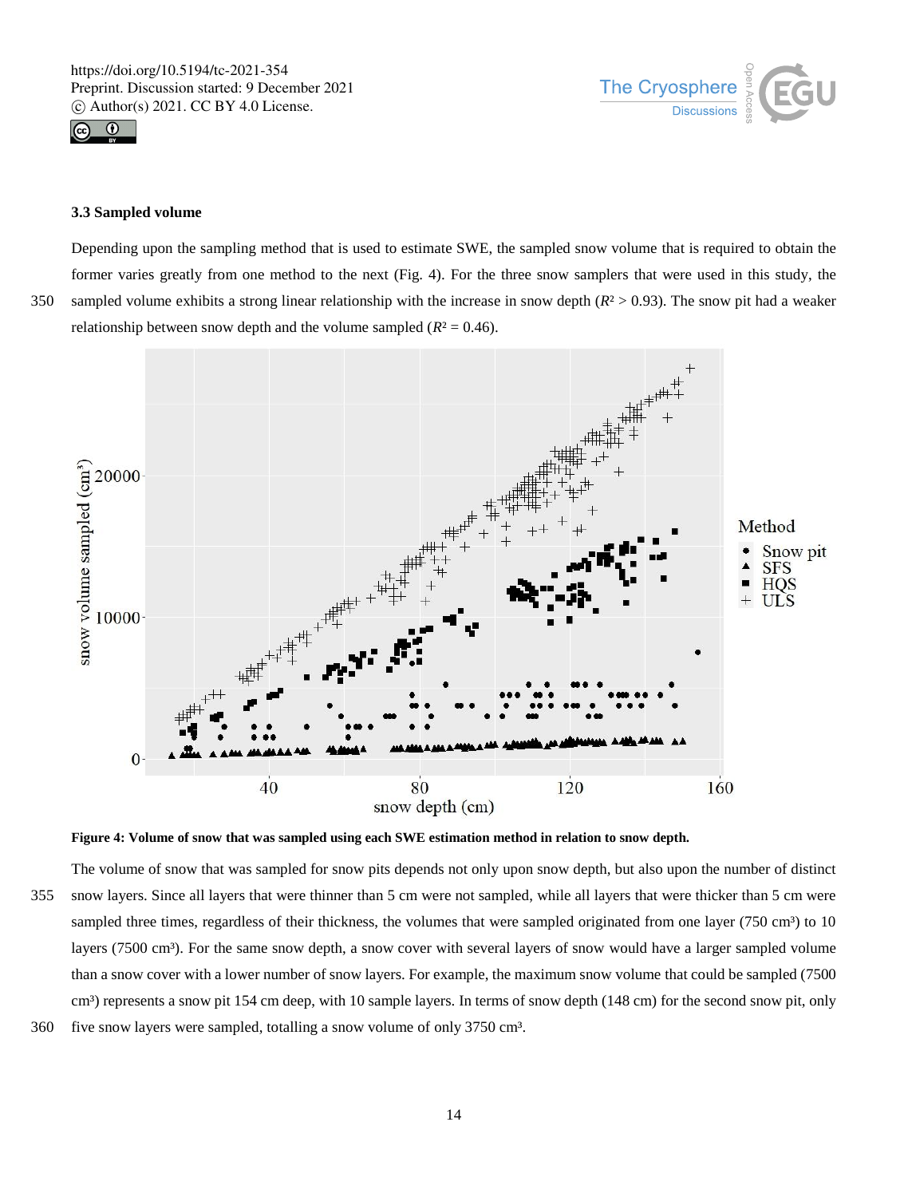### 3.3 Sampled volume

Depending upon the sampling method that is used to estimate SWE, the sampled snow volume that is required to obtain the former varies greatly from one method to the next (Fig. 4). For the three snow samplers that were used in this study, the sampled volume exhibits a strong linear relationship with the increase in snow depth ($R^2 > 0.93$). The snow pit had a weaker relationship between snow depth and the volume sampled ($R^2 = 0.46$).

**Figure 4: Volume of snow that was sampled using each SWE estimation method in relation to snow depth.**

The volume of snow that was sampled for snow pits depends not only upon snow depth, but also upon the number of distinct snow layers. Since all layers that were thinner than 5 cm were not sampled, while all layers that were thicker than 5 cm were sampled three times, regardless of their thickness, the volumes that were sampled originated from one layer (750 cm³) to 10 layers (7500 cm³). For the same snow depth, a snow cover with several layers of snow would have a larger sampled volume than a snow cover with a lower number of snow layers. For example, the maximum snow volume that could be sampled (7500 cm³) represents a snow pit 154 cm deep, with 10 sample layers. In terms of snow depth (148 cm) for the second snow pit, only five snow layers were sampled, totalling a snow volume of only 3750 cm³.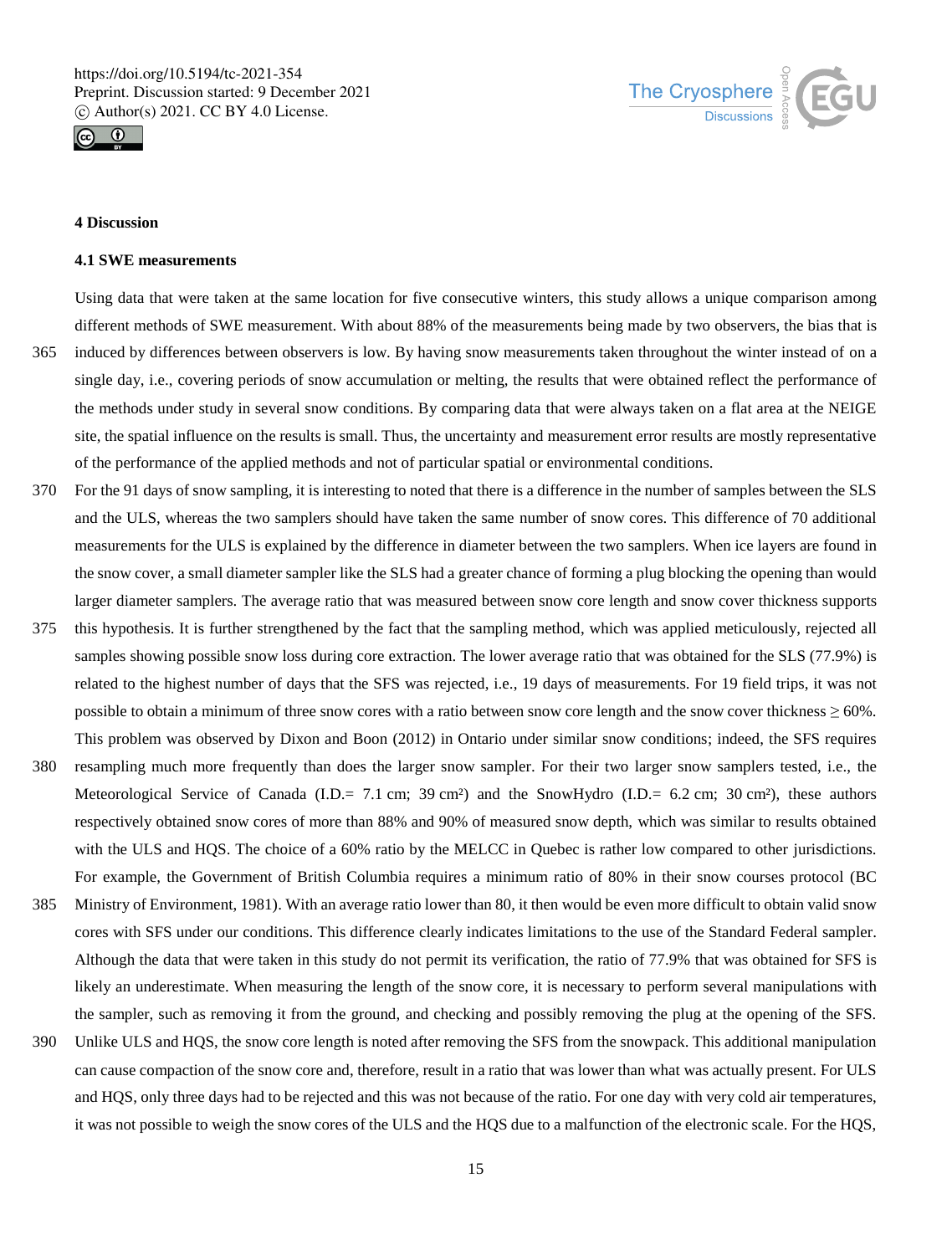## 4 Discussion

### 4.1 SWE measurements

Using data that were taken at the same location for five consecutive winters, this study allows a unique comparison among different methods of SWE measurement. With about 88% of the measurements being made by two observers, the bias that is induced by differences between observers is low. By having snow measurements taken throughout the winter instead of on a single day, i.e., covering periods of snow accumulation or melting, the results that were obtained reflect the performance of the methods under study in several snow conditions. By comparing data that were always taken on a flat area at the NEIGE site, the spatial influence on the results is small. Thus, the uncertainty and measurement error results are mostly representative of the performance of the applied methods and not of particular spatial or environmental conditions.

For the 91 days of snow sampling, it is interesting to noted that there is a difference in the number of samples between the SLS and the ULS, whereas the two samplers should have taken the same number of snow cores. This difference of 70 additional measurements for the ULS is explained by the difference in diameter between the two samplers. When ice layers are found in the snow cover, a small diameter sampler like the SLS had a greater chance of forming a plug blocking the opening than would larger diameter samplers. The average ratio that was measured between snow core length and snow cover thickness supports this hypothesis. It is further strengthened by the fact that the sampling method, which was applied meticulously, rejected all samples showing possible snow loss during core extraction. The lower average ratio that was obtained for the SLS (77.9%) is related to the highest number of days that the SFS was rejected, i.e., 19 days of measurements. For 19 field trips, it was not possible to obtain a minimum of three snow cores with a ratio between snow core length and the snow cover thickness ≥ 60%. This problem was observed by Dixon and Boon (2012) in Ontario under similar snow conditions; indeed, the SFS requires resampling much more frequently than does the larger snow sampler. For their two larger snow samplers tested, i.e., the Meteorological Service of Canada (I.D.= 7.1 cm; 39 cm²) and the SnowHydro (I.D.= 6.2 cm; 30 cm²), these authors respectively obtained snow cores of more than 88% and 90% of measured snow depth, which was similar to results obtained with the ULS and HQS. The choice of a 60% ratio by the MELCC in Quebec is rather low compared to other jurisdictions. For example, the Government of British Columbia requires a minimum ratio of 80% in their snow courses protocol (BC Ministry of Environment, 1981). With an average ratio lower than 80, it then would be even more difficult to obtain valid snow cores with SFS under our conditions. This difference clearly indicates limitations to the use of the Standard Federal sampler. Although the data that were taken in this study do not permit its verification, the ratio of 77.9% that was obtained for SFS is likely an underestimate. When measuring the length of the snow core, it is necessary to perform several manipulations with the sampler, such as removing it from the ground, and checking and possibly removing the plug at the opening of the SFS. Unlike ULS and HQS, the snow core length is noted after removing the SFS from the snowpack. This additional manipulation can cause compaction of the snow core and, therefore, result in a ratio that was lower than what was actually present. For ULS and HQS, only three days had to be rejected and this was not because of the ratio. For one day with very cold air temperatures, it was not possible to weigh the snow cores of the ULS and the HQS due to a malfunction of the electronic scale. For the HQS,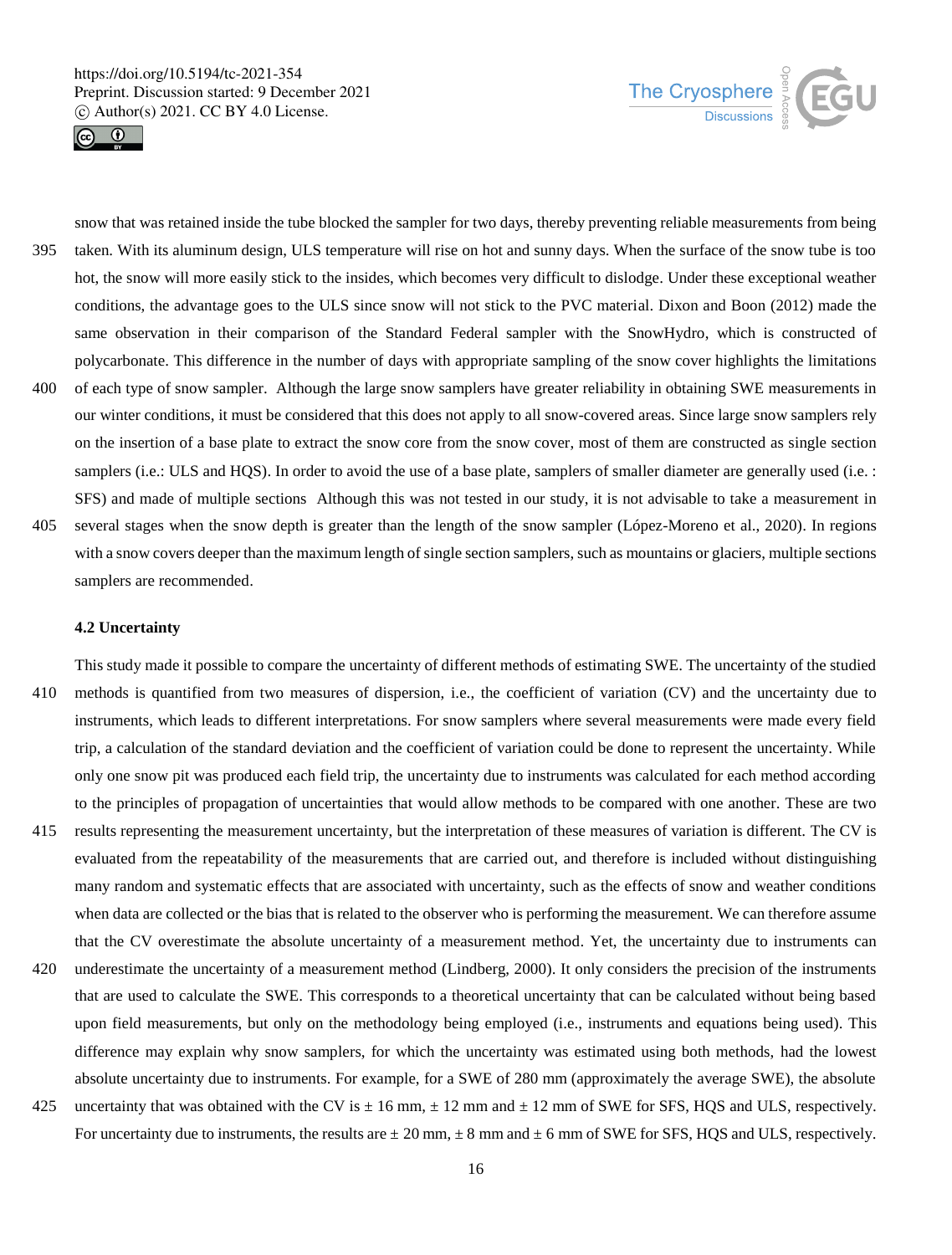snow that was retained inside the tube blocked the sampler for two days, thereby preventing reliable measurements from being taken. With its aluminum design, ULS temperature will rise on hot and sunny days. When the surface of the snow tube is too hot, the snow will more easily stick to the insides, which becomes very difficult to dislodge. Under these exceptional weather conditions, the advantage goes to the ULS since snow will not stick to the PVC material. Dixon and Boon (2012) made the same observation in their comparison of the Standard Federal sampler with the SnowHydro, which is constructed of polycarbonate. This difference in the number of days with appropriate sampling of the snow cover highlights the limitations of each type of snow sampler. Although the large snow samplers have greater reliability in obtaining SWE measurements in our winter conditions, it must be considered that this does not apply to all snow-covered areas. Since large snow samplers rely on the insertion of a base plate to extract the snow core from the snow cover, most of them are constructed as single section samplers (i.e.: ULS and HQS). In order to avoid the use of a base plate, samplers of smaller diameter are generally used (i.e. : SFS) and made of multiple sections Although this was not tested in our study, it is not advisable to take a measurement in several stages when the snow depth is greater than the length of the snow sampler (López-Moreno et al., 2020). In regions with a snow covers deeper than the maximum length of single section samplers, such as mountains or glaciers, multiple sections samplers are recommended.

### 4.2 Uncertainty

This study made it possible to compare the uncertainty of different methods of estimating SWE. The uncertainty of the studied methods is quantified from two measures of dispersion, i.e., the coefficient of variation (CV) and the uncertainty due to instruments, which leads to different interpretations. For snow samplers where several measurements were made every field trip, a calculation of the standard deviation and the coefficient of variation could be done to represent the uncertainty. While only one snow pit was produced each field trip, the uncertainty due to instruments was calculated for each method according to the principles of propagation of uncertainties that would allow methods to be compared with one another. These are two results representing the measurement uncertainty, but the interpretation of these measures of variation is different. The CV is evaluated from the repeatability of the measurements that are carried out, and therefore is included without distinguishing many random and systematic effects that are associated with uncertainty, such as the effects of snow and weather conditions when data are collected or the bias that is related to the observer who is performing the measurement. We can therefore assume that the CV overestimate the absolute uncertainty of a measurement method. Yet, the uncertainty due to instruments can underestimate the uncertainty of a measurement method (Lindberg, 2000). It only considers the precision of the instruments that are used to calculate the SWE. This corresponds to a theoretical uncertainty that can be calculated without being based upon field measurements, but only on the methodology being employed (i.e., instruments and equations being used). This difference may explain why snow samplers, for which the uncertainty was estimated using both methods, had the lowest absolute uncertainty due to instruments. For example, for a SWE of 280 mm (approximately the average SWE), the absolute uncertainty that was obtained with the CV is ± 16 mm, ± 12 mm and ± 12 mm of SWE for SFS, HQS and ULS, respectively. For uncertainty due to instruments, the results are ± 20 mm, ± 8 mm and ± 6 mm of SWE for SFS, HQS and ULS, respectively.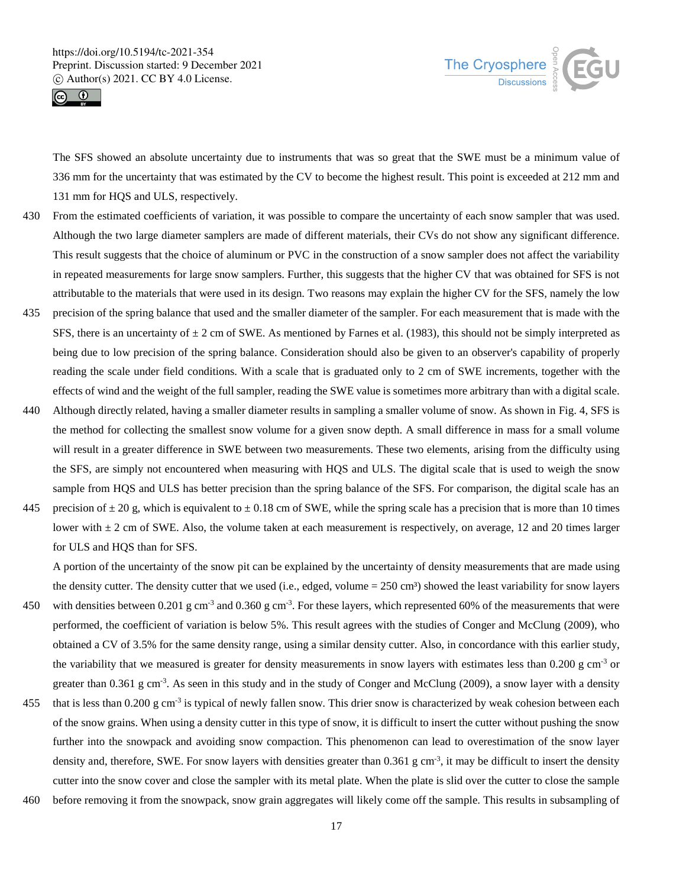The SFS showed an absolute uncertainty due to instruments that was so great that the SWE must be a minimum value of 336 mm for the uncertainty that was estimated by the CV to become the highest result. This point is exceeded at 212 mm and 131 mm for HQS and ULS, respectively.

From the estimated coefficients of variation, it was possible to compare the uncertainty of each snow sampler that was used. Although the two large diameter samplers are made of different materials, their CVs do not show any significant difference. This result suggests that the choice of aluminum or PVC in the construction of a snow sampler does not affect the variability in repeated measurements for large snow samplers. Further, this suggests that the higher CV that was obtained for SFS is not attributable to the materials that were used in its design. Two reasons may explain the higher CV for the SFS, namely the low precision of the spring balance that used and the smaller diameter of the sampler. For each measurement that is made with the SFS, there is an uncertainty of $\pm$ 2 cm of SWE. As mentioned by Farnes et al. (1983), this should not be simply interpreted as being due to low precision of the spring balance. Consideration should also be given to an observer's capability of properly reading the scale under field conditions. With a scale that is graduated only to 2 cm of SWE increments, together with the effects of wind and the weight of the full sampler, reading the SWE value is sometimes more arbitrary than with a digital scale. Although directly related, having a smaller diameter results in sampling a smaller volume of snow. As shown in Fig. 4, SFS is the method for collecting the smallest snow volume for a given snow depth. A small difference in mass for a small volume will result in a greater difference in SWE between two measurements. These two elements, arising from the difficulty using the SFS, are simply not encountered when measuring with HQS and ULS. The digital scale that is used to weigh the snow sample from HQS and ULS has better precision than the spring balance of the SFS. For comparison, the digital scale has an precision of $\pm$ 20 g, which is equivalent to $\pm$ 0.18 cm of SWE, while the spring scale has a precision that is more than 10 times lower with $\pm$ 2 cm of SWE. Also, the volume taken at each measurement is respectively, on average, 12 and 20 times larger for ULS and HQS than for SFS.

A portion of the uncertainty of the snow pit can be explained by the uncertainty of density measurements that are made using the density cutter. The density cutter that we used (i.e., edged, volume = 250 $cm^3$) showed the least variability for snow layers with densities between 0.201 g $cm^{-3}$ and 0.360 g $cm^{-3}$. For these layers, which represented 60% of the measurements that were performed, the coefficient of variation is below 5%. This result agrees with the studies of Conger and McClung (2009), who obtained a CV of 3.5% for the same density range, using a similar density cutter. Also, in concordance with this earlier study, the variability that we measured is greater for density measurements in snow layers with estimates less than 0.200 g $cm^{-3}$ or greater than 0.361 g $cm^{-3}$. As seen in this study and in the study of Conger and McClung (2009), a snow layer with a density that is less than 0.200 g $cm^{-3}$ is typical of newly fallen snow. This drier snow is characterized by weak cohesion between each of the snow grains. When using a density cutter in this type of snow, it is difficult to insert the cutter without pushing the snow further into the snowpack and avoiding snow compaction. This phenomenon can lead to overestimation of the snow layer density and, therefore, SWE. For snow layers with densities greater than 0.361 g $cm^{-3}$, it may be difficult to insert the density cutter into the snow cover and close the sampler with its metal plate. When the plate is slid over the cutter to close the sample before removing it from the snowpack, snow grain aggregates will likely come off the sample. This results in subsampling of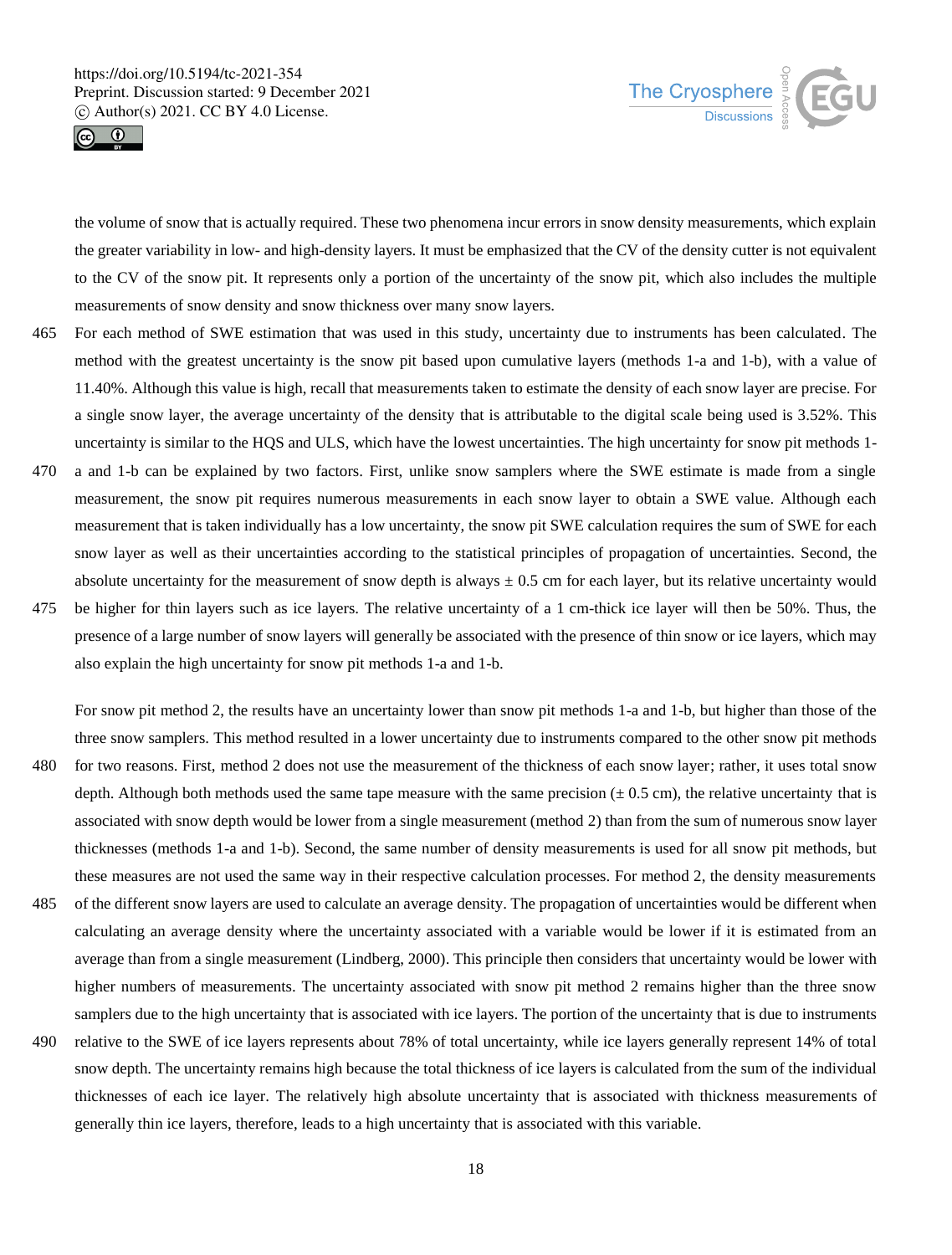the volume of snow that is actually required. These two phenomena incur errors in snow density measurements, which explain the greater variability in low- and high-density layers. It must be emphasized that the CV of the density cutter is not equivalent to the CV of the snow pit. It represents only a portion of the uncertainty of the snow pit, which also includes the multiple measurements of snow density and snow thickness over many snow layers.

For each method of SWE estimation that was used in this study, uncertainty due to instruments has been calculated. The method with the greatest uncertainty is the snow pit based upon cumulative layers (methods 1-a and 1-b), with a value of 11.40%. Although this value is high, recall that measurements taken to estimate the density of each snow layer are precise. For a single snow layer, the average uncertainty of the density that is attributable to the digital scale being used is 3.52%. This uncertainty is similar to the HQS and ULS, which have the lowest uncertainties. The high uncertainty for snow pit methods 1-a and 1-b can be explained by two factors. First, unlike snow samplers where the SWE estimate is made from a single measurement, the snow pit requires numerous measurements in each snow layer to obtain a SWE value. Although each measurement that is taken individually has a low uncertainty, the snow pit SWE calculation requires the sum of SWE for each snow layer as well as their uncertainties according to the statistical principles of propagation of uncertainties. Second, the absolute uncertainty for the measurement of snow depth is always $\pm$ 0.5 cm for each layer, but its relative uncertainty would be higher for thin layers such as ice layers. The relative uncertainty of a 1 cm-thick ice layer will then be 50%. Thus, the presence of a large number of snow layers will generally be associated with the presence of thin snow or ice layers, which may also explain the high uncertainty for snow pit methods 1-a and 1-b.

For snow pit method 2, the results have an uncertainty lower than snow pit methods 1-a and 1-b, but higher than those of the three snow samplers. This method resulted in a lower uncertainty due to instruments compared to the other snow pit methods for two reasons. First, method 2 does not use the measurement of the thickness of each snow layer; rather, it uses total snow depth. Although both methods used the same tape measure with the same precision ($\pm$ 0.5 cm), the relative uncertainty that is associated with snow depth would be lower from a single measurement (method 2) than from the sum of numerous snow layer thicknesses (methods 1-a and 1-b). Second, the same number of density measurements is used for all snow pit methods, but these measures are not used the same way in their respective calculation processes. For method 2, the density measurements of the different snow layers are used to calculate an average density. The propagation of uncertainties would be different when calculating an average density where the uncertainty associated with a variable would be lower if it is estimated from an average than from a single measurement (Lindberg, 2000). This principle then considers that uncertainty would be lower with higher numbers of measurements. The uncertainty associated with snow pit method 2 remains higher than the three snow samplers due to the high uncertainty that is associated with ice layers. The portion of the uncertainty that is due to instruments relative to the SWE of ice layers represents about 78% of total uncertainty, while ice layers generally represent 14% of total snow depth. The uncertainty remains high because the total thickness of ice layers is calculated from the sum of the individual thicknesses of each ice layer. The relatively high absolute uncertainty that is associated with thickness measurements of generally thin ice layers, therefore, leads to a high uncertainty that is associated with this variable.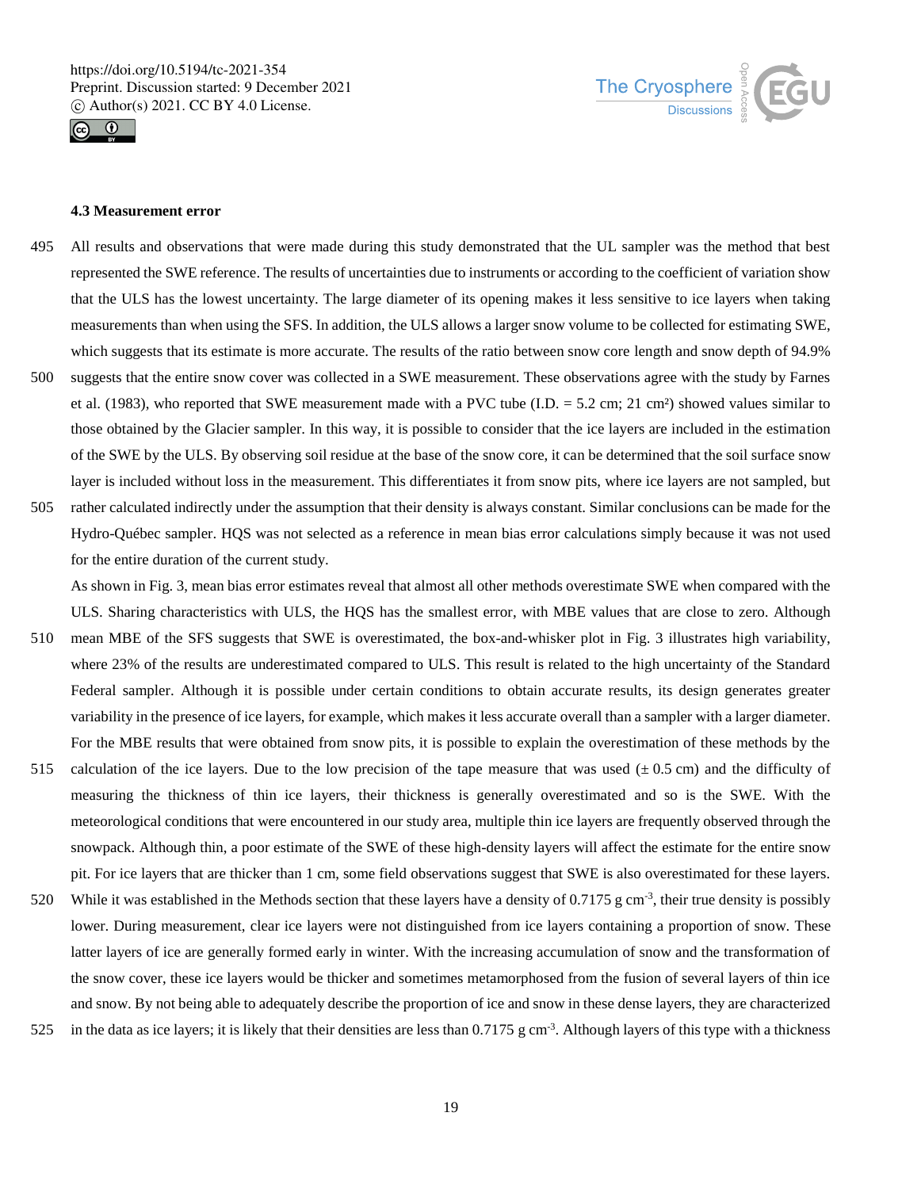### 4.3 Measurement error

All results and observations that were made during this study demonstrated that the UL sampler was the method that best represented the SWE reference. The results of uncertainties due to instruments or according to the coefficient of variation show that the ULS has the lowest uncertainty. The large diameter of its opening makes it less sensitive to ice layers when taking measurements than when using the SFS. In addition, the ULS allows a larger snow volume to be collected for estimating SWE, which suggests that its estimate is more accurate. The results of the ratio between snow core length and snow depth of 94.9% suggests that the entire snow cover was collected in a SWE measurement. These observations agree with the study by Farnes et al. (1983), who reported that SWE measurement made with a PVC tube (I.D. = 5.2 cm; 21 cm²) showed values similar to those obtained by the Glacier sampler. In this way, it is possible to consider that the ice layers are included in the estimation of the SWE by the ULS. By observing soil residue at the base of the snow core, it can be determined that the soil surface snow layer is included without loss in the measurement. This differentiates it from snow pits, where ice layers are not sampled, but rather calculated indirectly under the assumption that their density is always constant. Similar conclusions can be made for the Hydro-Québec sampler. HQS was not selected as a reference in mean bias error calculations simply because it was not used for the entire duration of the current study.

As shown in Fig. 3, mean bias error estimates reveal that almost all other methods overestimate SWE when compared with the ULS. Sharing characteristics with ULS, the HQS has the smallest error, with MBE values that are close to zero. Although mean MBE of the SFS suggests that SWE is overestimated, the box-and-whisker plot in Fig. 3 illustrates high variability, where 23% of the results are underestimated compared to ULS. This result is related to the high uncertainty of the Standard Federal sampler. Although it is possible under certain conditions to obtain accurate results, its design generates greater variability in the presence of ice layers, for example, which makes it less accurate overall than a sampler with a larger diameter. For the MBE results that were obtained from snow pits, it is possible to explain the overestimation of these methods by the calculation of the ice layers. Due to the low precision of the tape measure that was used (± 0.5 cm) and the difficulty of measuring the thickness of thin ice layers, their thickness is generally overestimated and so is the SWE. With the meteorological conditions that were encountered in our study area, multiple thin ice layers are frequently observed through the snowpack. Although thin, a poor estimate of the SWE of these high-density layers will affect the estimate for the entire snow pit. For ice layers that are thicker than 1 cm, some field observations suggest that SWE is also overestimated for these layers. While it was established in the Methods section that these layers have a density of 0.7175 g cm$^{-3}$, their true density is possibly lower. During measurement, clear ice layers were not distinguished from ice layers containing a proportion of snow. These latter layers of ice are generally formed early in winter. With the increasing accumulation of snow and the transformation of the snow cover, these ice layers would be thicker and sometimes metamorphosed from the fusion of several layers of thin ice and snow. By not being able to adequately describe the proportion of ice and snow in these dense layers, they are characterized in the data as ice layers; it is likely that their densities are less than 0.7175 g cm$^{-3}$. Although layers of this type with a thickness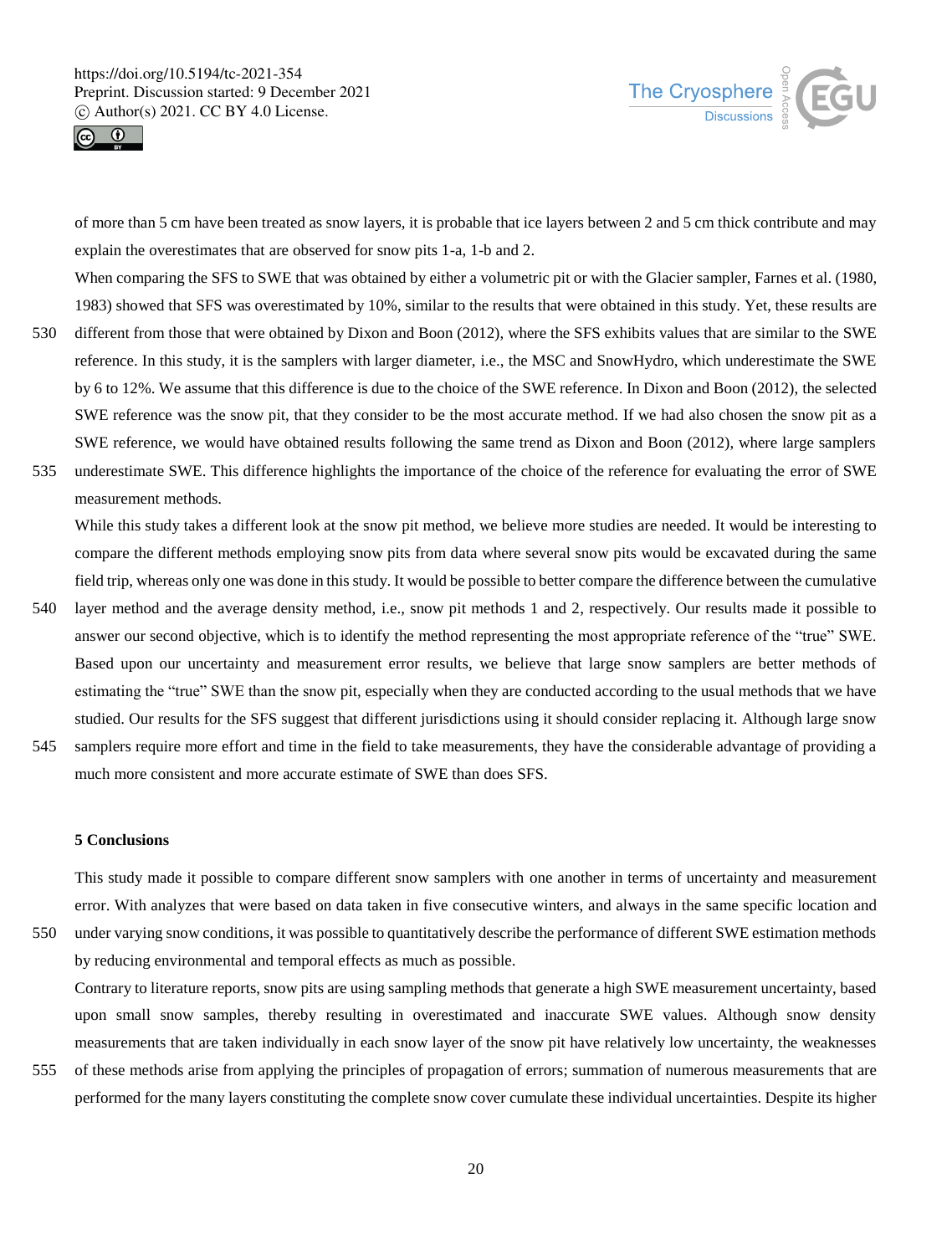of more than 5 cm have been treated as snow layers, it is probable that ice layers between 2 and 5 cm thick contribute and may explain the overestimates that are observed for snow pits 1-a, 1-b and 2.

When comparing the SFS to SWE that was obtained by either a volumetric pit or with the Glacier sampler, Farnes et al. (1980, 1983) showed that SFS was overestimated by 10%, similar to the results that were obtained in this study. Yet, these results are different from those that were obtained by Dixon and Boon (2012), where the SFS exhibits values that are similar to the SWE reference. In this study, it is the samplers with larger diameter, i.e., the MSC and SnowHydro, which underestimate the SWE by 6 to 12%. We assume that this difference is due to the choice of the SWE reference. In Dixon and Boon (2012), the selected SWE reference was the snow pit, that they consider to be the most accurate method. If we had also chosen the snow pit as a SWE reference, we would have obtained results following the same trend as Dixon and Boon (2012), where large samplers underestimate SWE. This difference highlights the importance of the choice of the reference for evaluating the error of SWE measurement methods.

While this study takes a different look at the snow pit method, we believe more studies are needed. It would be interesting to compare the different methods employing snow pits from data where several snow pits would be excavated during the same field trip, whereas only one was done in this study. It would be possible to better compare the difference between the cumulative layer method and the average density method, i.e., snow pit methods 1 and 2, respectively. Our results made it possible to answer our second objective, which is to identify the method representing the most appropriate reference of the "true" SWE. Based upon our uncertainty and measurement error results, we believe that large snow samplers are better methods of estimating the "true" SWE than the snow pit, especially when they are conducted according to the usual methods that we have studied. Our results for the SFS suggest that different jurisdictions using it should consider replacing it. Although large snow samplers require more effort and time in the field to take measurements, they have the considerable advantage of providing a much more consistent and more accurate estimate of SWE than does SFS.

## 5 Conclusions

This study made it possible to compare different snow samplers with one another in terms of uncertainty and measurement error. With analyzes that were based on data taken in five consecutive winters, and always in the same specific location and under varying snow conditions, it was possible to quantitatively describe the performance of different SWE estimation methods by reducing environmental and temporal effects as much as possible.

Contrary to literature reports, snow pits are using sampling methods that generate a high SWE measurement uncertainty, based upon small snow samples, thereby resulting in overestimated and inaccurate SWE values. Although snow density measurements that are taken individually in each snow layer of the snow pit have relatively low uncertainty, the weaknesses of these methods arise from applying the principles of propagation of errors; summation of numerous measurements that are performed for the many layers constituting the complete snow cover cumulate these individual uncertainties. Despite its higher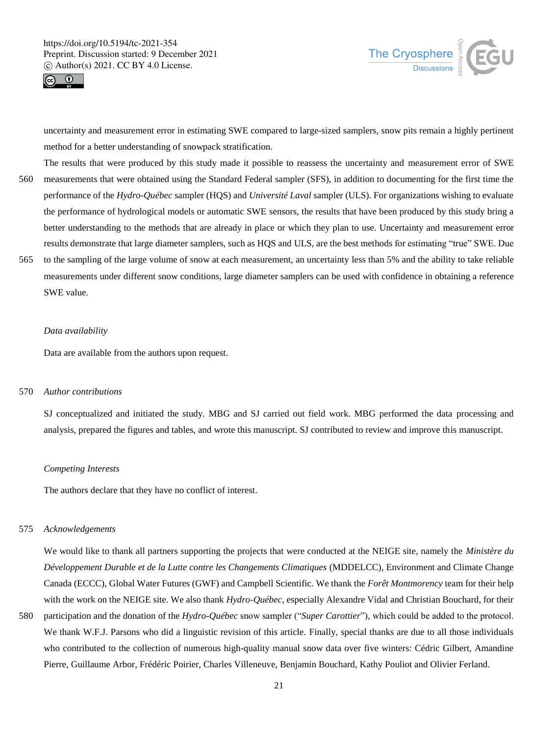uncertainty and measurement error in estimating SWE compared to large-sized samplers, snow pits remain a highly pertinent method for a better understanding of snowpack stratification.

The results that were produced by this study made it possible to reassess the uncertainty and measurement error of SWE measurements that were obtained using the Standard Federal sampler (SFS), in addition to documenting for the first time the performance of the *Hydro-Québec* sampler (HQS) and *Université Laval* sampler (ULS). For organizations wishing to evaluate the performance of hydrological models or automatic SWE sensors, the results that have been produced by this study bring a better understanding to the methods that are already in place or which they plan to use. Uncertainty and measurement error results demonstrate that large diameter samplers, such as HQS and ULS, are the best methods for estimating "true" SWE. Due to the sampling of the large volume of snow at each measurement, an uncertainty less than 5% and the ability to take reliable measurements under different snow conditions, large diameter samplers can be used with confidence in obtaining a reference SWE value.

*Data availability*

Data are available from the authors upon request.

*Author contributions*

SJ conceptualized and initiated the study. MBG and SJ carried out field work. MBG performed the data processing and analysis, prepared the figures and tables, and wrote this manuscript. SJ contributed to review and improve this manuscript.

*Competing Interests*

The authors declare that they have no conflict of interest.

*Acknowledgements*

We would like to thank all partners supporting the projects that were conducted at the NEIGE site, namely the *Ministère du Développement Durable et de la Lutte contre les Changements Climatiques* (MDDELCC), Environment and Climate Change Canada (ECCC), Global Water Futures (GWF) and Campbell Scientific. We thank the *Forêt Montmorency* team for their help with the work on the NEIGE site. We also thank *Hydro-Québec*, especially Alexandre Vidal and Christian Bouchard, for their participation and the donation of the *Hydro-Québec* snow sampler ("*Super Carottier*"), which could be added to the protocol. We thank W.F.J. Parsons who did a linguistic revision of this article. Finally, special thanks are due to all those individuals who contributed to the collection of numerous high-quality manual snow data over five winters: Cédric Gilbert, Amandine Pierre, Guillaume Arbor, Frédéric Poirier, Charles Villeneuve, Benjamin Bouchard, Kathy Pouliot and Olivier Ferland.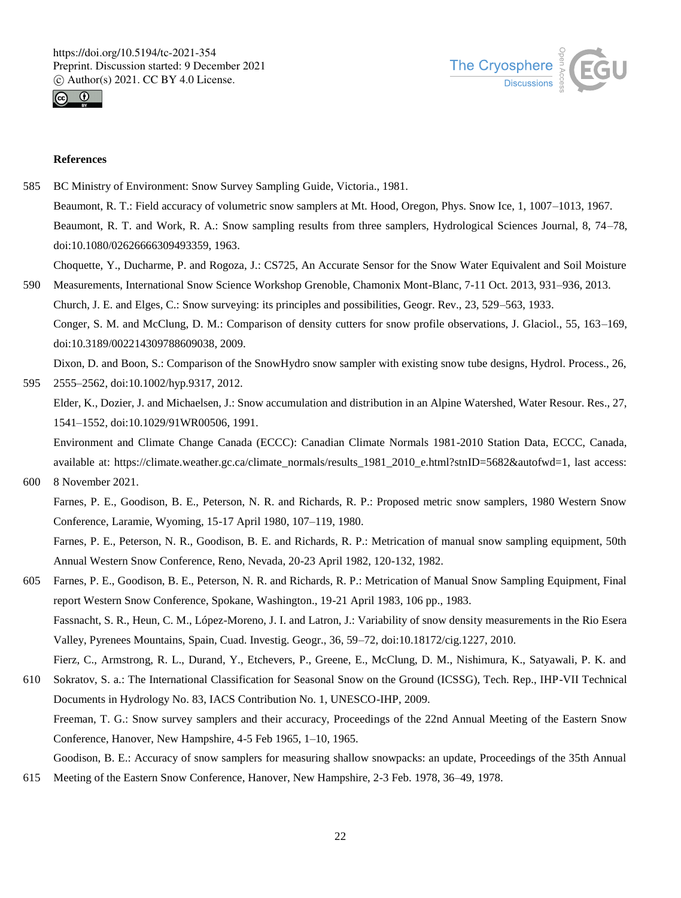## References

BC Ministry of Environment: Snow Survey Sampling Guide, Victoria., 1981.

Beaumont, R. T.: Field accuracy of volumetric snow samplers at Mt. Hood, Oregon, Phys. Snow Ice, 1, 1007–1013, 1967.

Beaumont, R. T. and Work, R. A.: Snow sampling results from three samplers, Hydrological Sciences Journal, 8, 74–78, doi:10.1080/02626666309493359, 1963.

Choquette, Y., Ducharme, P. and Rogoza, J.: CS725, An Accurate Sensor for the Snow Water Equivalent and Soil Moisture Measurements, International Snow Science Workshop Grenoble, Chamonix Mont-Blanc, 7-11 Oct. 2013, 931–936, 2013.

Church, J. E. and Elges, C.: Snow surveying: its principles and possibilities, Geogr. Rev., 23, 529–563, 1933.

Conger, S. M. and McClung, D. M.: Comparison of density cutters for snow profile observations, J. Glaciol., 55, 163–169, doi:10.3189/002214309788609038, 2009.

Dixon, D. and Boon, S.: Comparison of the SnowHydro snow sampler with existing snow tube designs, Hydrol. Process., 26, 2555–2562, doi:10.1002/hyp.9317, 2012.

Elder, K., Dozier, J. and Michaelsen, J.: Snow accumulation and distribution in an Alpine Watershed, Water Resour. Res., 27, 1541–1552, doi:10.1029/91WR00506, 1991.

Environment and Climate Change Canada (ECCC): Canadian Climate Normals 1981-2010 Station Data, ECCC, Canada, available at: https://climate.weather.gc.ca/climate_normals/results_1981_2010_e.html?stnID=5682&autofwd=1, last access: 8 November 2021.

Farnes, P. E., Goodison, B. E., Peterson, N. R. and Richards, R. P.: Proposed metric snow samplers, 1980 Western Snow Conference, Laramie, Wyoming, 15-17 April 1980, 107–119, 1980.

Farnes, P. E., Peterson, N. R., Goodison, B. E. and Richards, R. P.: Metrication of manual snow sampling equipment, 50th Annual Western Snow Conference, Reno, Nevada, 20-23 April 1982, 120-132, 1982.

Farnes, P. E., Goodison, B. E., Peterson, N. R. and Richards, R. P.: Metrication of Manual Snow Sampling Equipment, Final report Western Snow Conference, Spokane, Washington., 19-21 April 1983, 106 pp., 1983.

Fassnacht, S. R., Heun, C. M., López-Moreno, J. I. and Latron, J.: Variability of snow density measurements in the Rio Esera Valley, Pyrenees Mountains, Spain, Cuad. Investig. Geogr., 36, 59–72, doi:10.18172/cig.1227, 2010.

Fierz, C., Armstrong, R. L., Durand, Y., Etchevers, P., Greene, E., McClung, D. M., Nishimura, K., Satyawali, P. K. and Sokratov, S. a.: The International Classification for Seasonal Snow on the Ground (ICSSG), Tech. Rep., IHP-VII Technical Documents in Hydrology No. 83, IACS Contribution No. 1, UNESCO-IHP, 2009.

Freeman, T. G.: Snow survey samplers and their accuracy, Proceedings of the 22nd Annual Meeting of the Eastern Snow Conference, Hanover, New Hampshire, 4-5 Feb 1965, 1–10, 1965.

Goodison, B. E.: Accuracy of snow samplers for measuring shallow snowpacks: an update, Proceedings of the 35th Annual Meeting of the Eastern Snow Conference, Hanover, New Hampshire, 2-3 Feb. 1978, 36–49, 1978.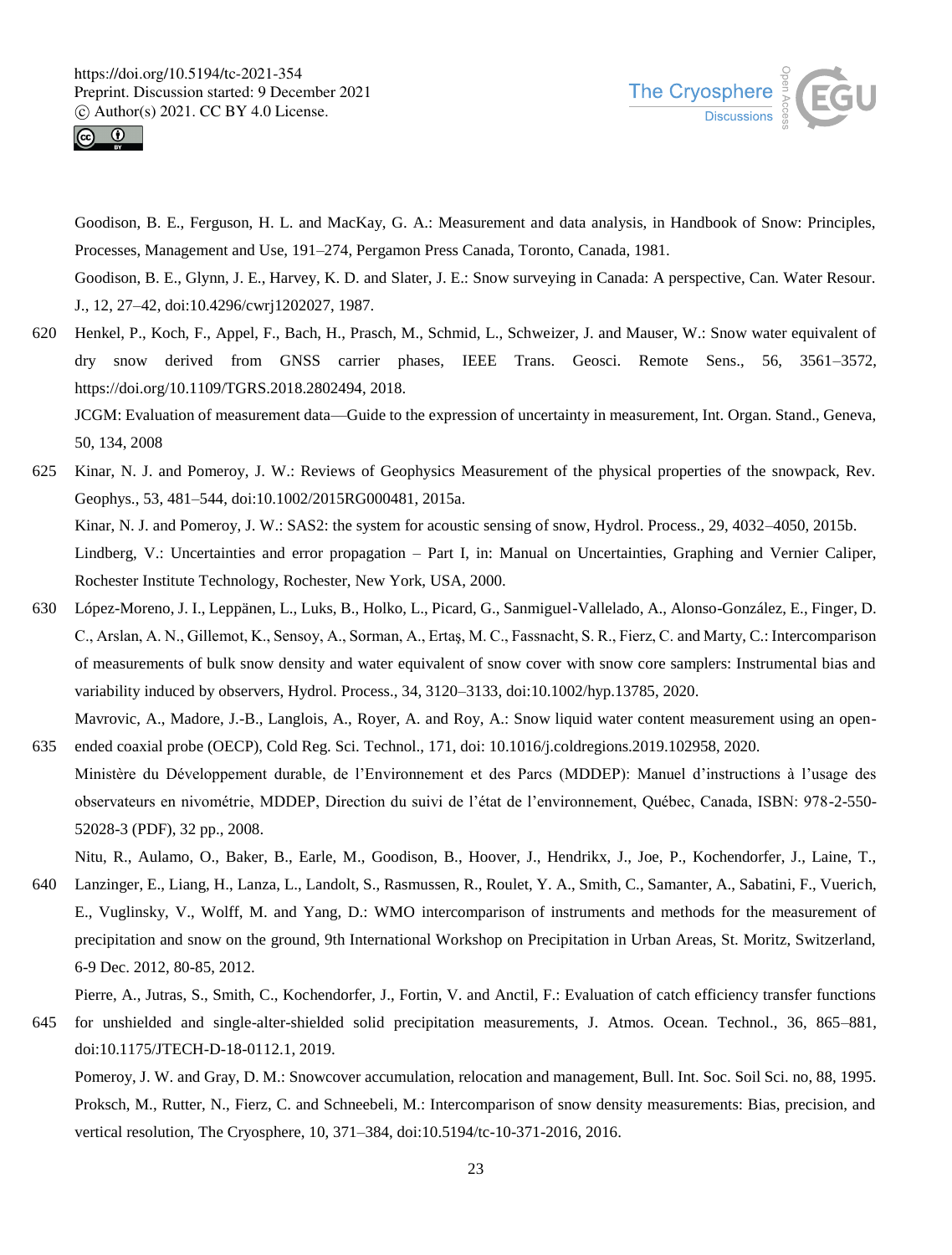Goodison, B. E., Ferguson, H. L. and MacKay, G. A.: Measurement and data analysis, in Handbook of Snow: Principles, Processes, Management and Use, 191–274, Pergamon Press Canada, Toronto, Canada, 1981.

Goodison, B. E., Glynn, J. E., Harvey, K. D. and Slater, J. E.: Snow surveying in Canada: A perspective, Can. Water Resour. J., 12, 27–42, doi:10.4296/cwrj1202027, 1987.

Henkel, P., Koch, F., Appel, F., Bach, H., Prasch, M., Schmid, L., Schweizer, J. and Mauser, W.: Snow water equivalent of dry snow derived from GNSS carrier phases, IEEE Trans. Geosci. Remote Sens., 56, 3561–3572, https://doi.org/10.1109/TGRS.2018.2802494, 2018.

JCGM: Evaluation of measurement data—Guide to the expression of uncertainty in measurement, Int. Organ. Stand., Geneva, 50, 134, 2008

Kinar, N. J. and Pomeroy, J. W.: Reviews of Geophysics Measurement of the physical properties of the snowpack, Rev. Geophys., 53, 481–544, doi:10.1002/2015RG000481, 2015a.

Kinar, N. J. and Pomeroy, J. W.: SAS2: the system for acoustic sensing of snow, Hydrol. Process., 29, 4032–4050, 2015b.

Lindberg, V.: Uncertainties and error propagation – Part I, in: Manual on Uncertainties, Graphing and Vernier Caliper, Rochester Institute Technology, Rochester, New York, USA, 2000.

López-Moreno, J. I., Leppänen, L., Luks, B., Holko, L., Picard, G., Sanmiguel-Vallelado, A., Alonso-González, E., Finger, D. C., Arslan, A. N., Gillemot, K., Sensoy, A., Sorman, A., Ertaş, M. C., Fassnacht, S. R., Fierz, C. and Marty, C.: Intercomparison of measurements of bulk snow density and water equivalent of snow cover with snow core samplers: Instrumental bias and variability induced by observers, Hydrol. Process., 34, 3120–3133, doi:10.1002/hyp.13785, 2020.

Mavrovic, A., Madore, J.-B., Langlois, A., Royer, A. and Roy, A.: Snow liquid water content measurement using an open-ended coaxial probe (OECP), Cold Reg. Sci. Technol., 171, doi: 10.1016/j.coldregions.2019.102958, 2020.

Ministère du Développement durable, de l'Environnement et des Parcs (MDDEP): Manuel d'instructions à l'usage des observateurs en nivométrie, MDDEP, Direction du suivi de l'état de l'environnement, Québec, Canada, ISBN: 978-2-550-52028-3 (PDF), 32 pp., 2008.

Nitu, R., Aulamo, O., Baker, B., Earle, M., Goodison, B., Hoover, J., Hendrikx, J., Joe, P., Kochendorfer, J., Laine, T., Lanzinger, E., Liang, H., Lanza, L., Landolt, S., Rasmussen, R., Roulet, Y. A., Smith, C., Samanter, A., Sabatini, F., Vuerich, E., Vuglinsky, V., Wolff, M. and Yang, D.: WMO intercomparison of instruments and methods for the measurement of precipitation and snow on the ground, 9th International Workshop on Precipitation in Urban Areas, St. Moritz, Switzerland, 6-9 Dec. 2012, 80-85, 2012.

Pierre, A., Jutras, S., Smith, C., Kochendorfer, J., Fortin, V. and Anctil, F.: Evaluation of catch efficiency transfer functions for unshielded and single-alter-shielded solid precipitation measurements, J. Atmos. Ocean. Technol., 36, 865–881, doi:10.1175/JTECH-D-18-0112.1, 2019.

Pomeroy, J. W. and Gray, D. M.: Snowcover accumulation, relocation and management, Bull. Int. Soc. Soil Sci. no, 88, 1995.

Proksch, M., Rutter, N., Fierz, C. and Schneebeli, M.: Intercomparison of snow density measurements: Bias, precision, and vertical resolution, The Cryosphere, 10, 371–384, doi:10.5194/tc-10-371-2016, 2016.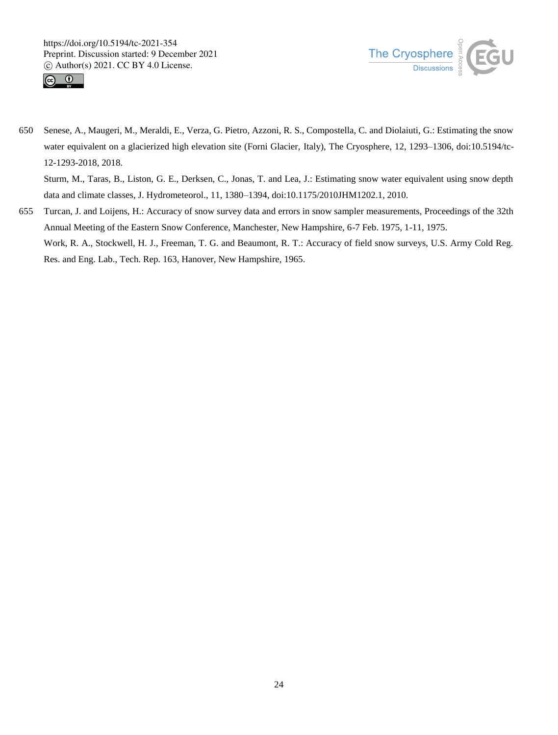Senese, A., Maugeri, M., Meraldi, E., Verza, G. Pietro, Azzoni, R. S., Compostella, C. and Diolaiuti, G.: Estimating the snow water equivalent on a glacierized high elevation site (Forni Glacier, Italy), The Cryosphere, 12, 1293–1306, doi:10.5194/tc-12-1293-2018, 2018.

Sturm, M., Taras, B., Liston, G. E., Derksen, C., Jonas, T. and Lea, J.: Estimating snow water equivalent using snow depth data and climate classes, J. Hydrometeorol., 11, 1380–1394, doi:10.1175/2010JHM1202.1, 2010.

Turcan, J. and Loijens, H.: Accuracy of snow survey data and errors in snow sampler measurements, Proceedings of the 32th Annual Meeting of the Eastern Snow Conference, Manchester, New Hampshire, 6-7 Feb. 1975, 1-11, 1975.

Work, R. A., Stockwell, H. J., Freeman, T. G. and Beaumont, R. T.: Accuracy of field snow surveys, U.S. Army Cold Reg. Res. and Eng. Lab., Tech. Rep. 163, Hanover, New Hampshire, 1965.